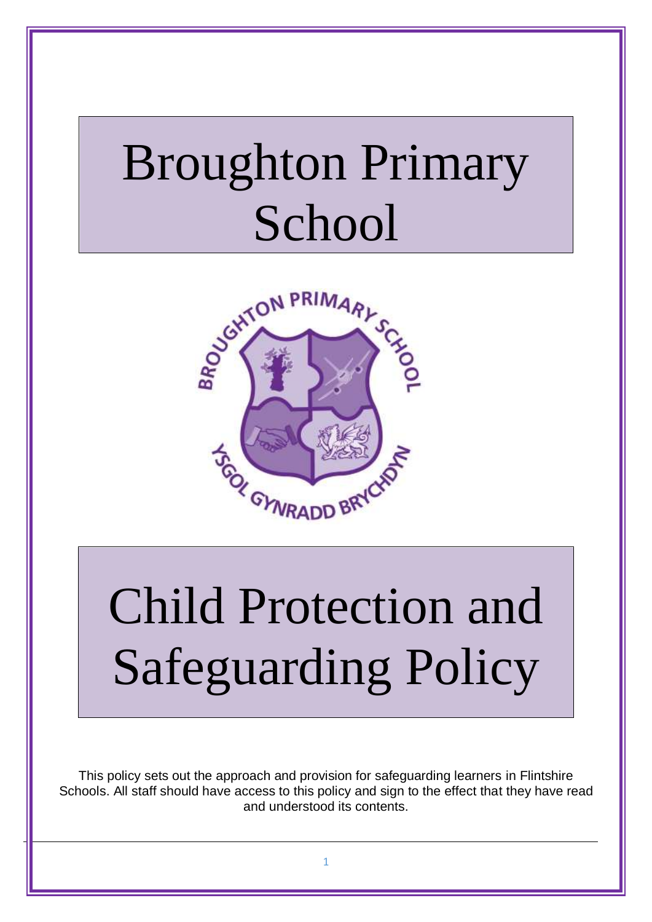# Broughton Primary School

# Child Protection and Safeguarding Policy

This policy sets out the approach and provision for safeguarding learners in Flintshire Schools. All staff should have access to this policy and sign to the effect that they have read and understood its contents.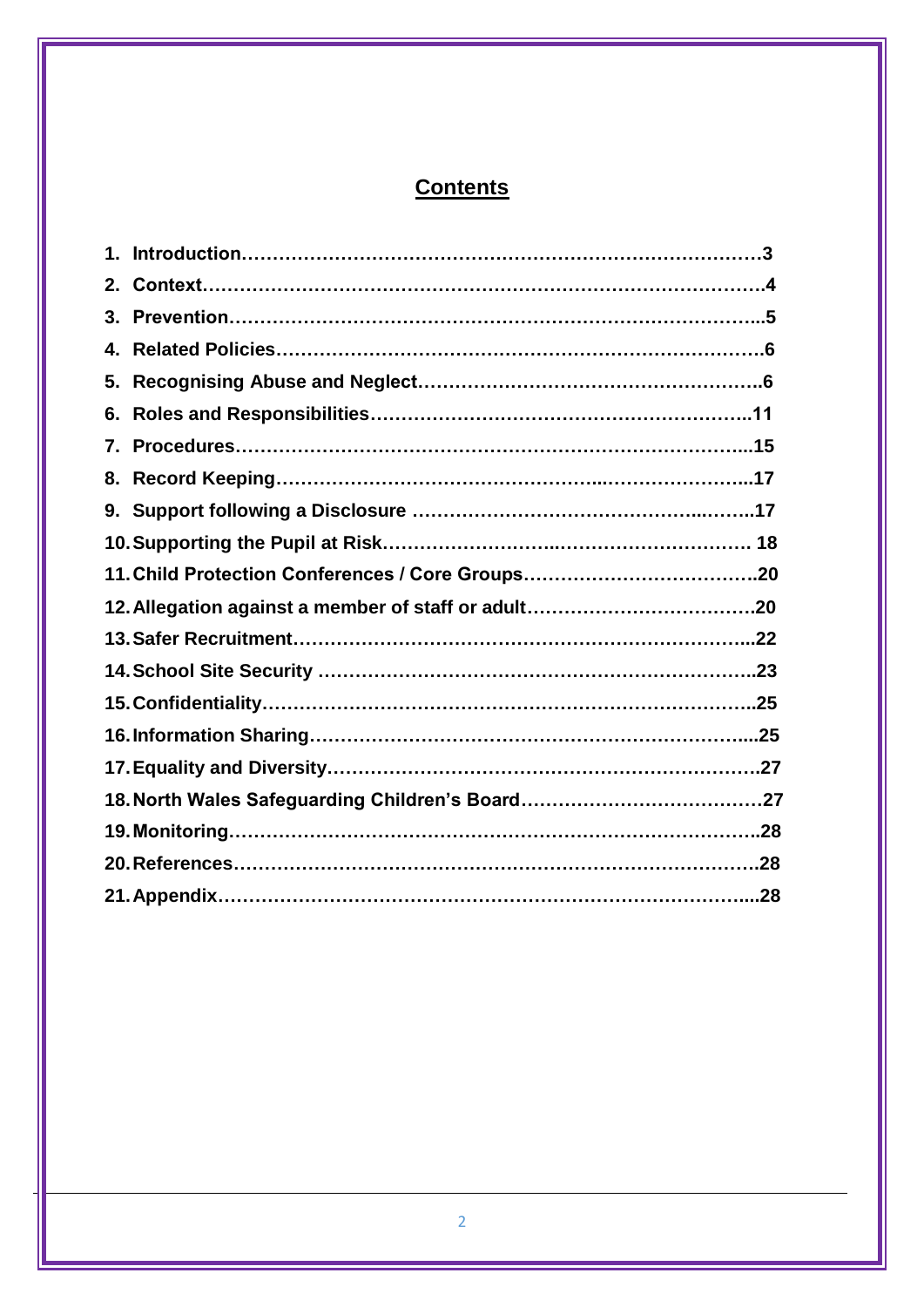# Contents

1. Introduction……………………………………………………………………………3
2. Context…………………………………………………………………………………4
3. Prevention……………………………………………………………………………..5
4. Related Policies……………………………………………………………………….6
5. Recognising Abuse and Neglect……………………………………………….6
6. Roles and Responsibilities……………………………………………………..11
7. Procedures…………………………………………………………………………...15
8. Record Keeping…………………………………………..……………………...17
9. Support following a Disclosure ………………………………………...……..17
10. Supporting the Pupil at Risk………………………..………………………… 18
11. Child Protection Conferences / Core Groups……………………………….20
12. Allegation against a member of staff or adult……………………………….20
13. Safer Recruitment…………………………………………………………………...22
14. School Site Security ……………………………………………………………..23
15. Confidentiality……………………………………………………………………..25
16. Information Sharing………………………………………………………………...25
17. Equality and Diversity……………………………………………………………….27
18. North Wales Safeguarding Children's Board………………………………….27
19. Monitoring……………………………………………………………………………..28
20. References……………………………………………………………………………..28
21. Appendix………………………………………………………………………………...28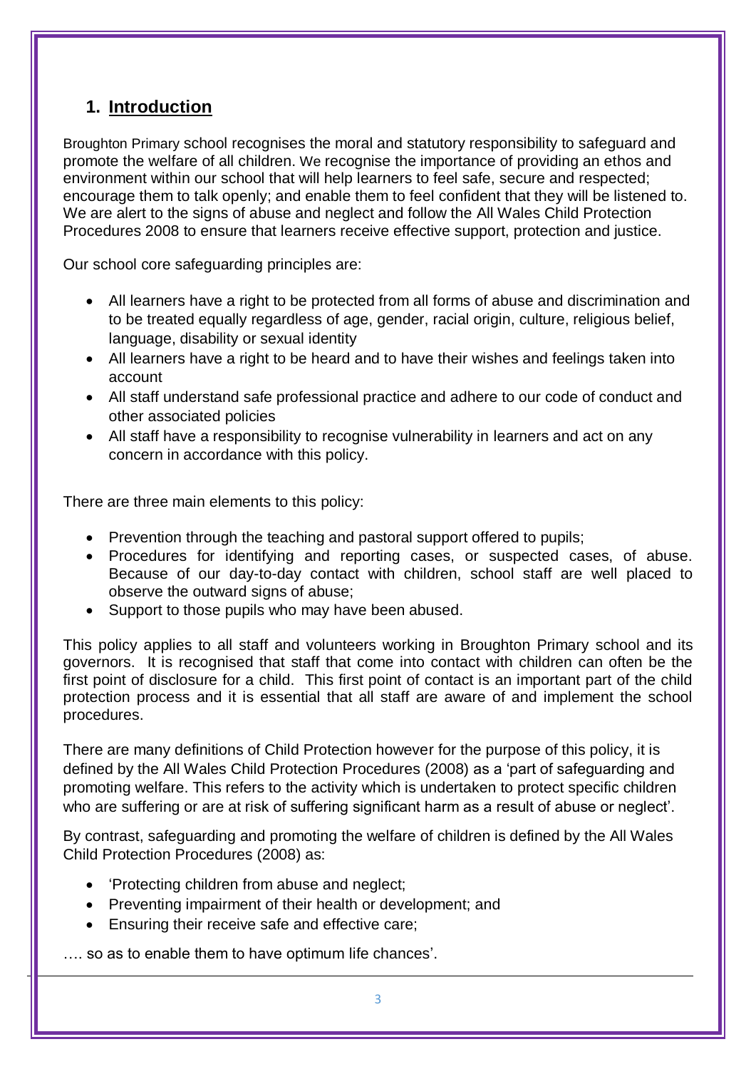## 1. Introduction

Broughton Primary school recognises the moral and statutory responsibility to safeguard and promote the welfare of all children. We recognise the importance of providing an ethos and environment within our school that will help learners to feel safe, secure and respected; encourage them to talk openly; and enable them to feel confident that they will be listened to. We are alert to the signs of abuse and neglect and follow the All Wales Child Protection Procedures 2008 to ensure that learners receive effective support, protection and justice.

Our school core safeguarding principles are:

- All learners have a right to be protected from all forms of abuse and discrimination and to be treated equally regardless of age, gender, racial origin, culture, religious belief, language, disability or sexual identity
- All learners have a right to be heard and to have their wishes and feelings taken into account
- All staff understand safe professional practice and adhere to our code of conduct and other associated policies
- All staff have a responsibility to recognise vulnerability in learners and act on any concern in accordance with this policy.

There are three main elements to this policy:

- Prevention through the teaching and pastoral support offered to pupils;
- Procedures for identifying and reporting cases, or suspected cases, of abuse. Because of our day-to-day contact with children, school staff are well placed to observe the outward signs of abuse;
- Support to those pupils who may have been abused.

This policy applies to all staff and volunteers working in Broughton Primary school and its governors. It is recognised that staff that come into contact with children can often be the first point of disclosure for a child. This first point of contact is an important part of the child protection process and it is essential that all staff are aware of and implement the school procedures.

There are many definitions of Child Protection however for the purpose of this policy, it is defined by the All Wales Child Protection Procedures (2008) as a 'part of safeguarding and promoting welfare. This refers to the activity which is undertaken to protect specific children who are suffering or are at risk of suffering significant harm as a result of abuse or neglect'.

By contrast, safeguarding and promoting the welfare of children is defined by the All Wales Child Protection Procedures (2008) as:

- 'Protecting children from abuse and neglect;
- Preventing impairment of their health or development; and
- Ensuring their receive safe and effective care;

…. so as to enable them to have optimum life chances'.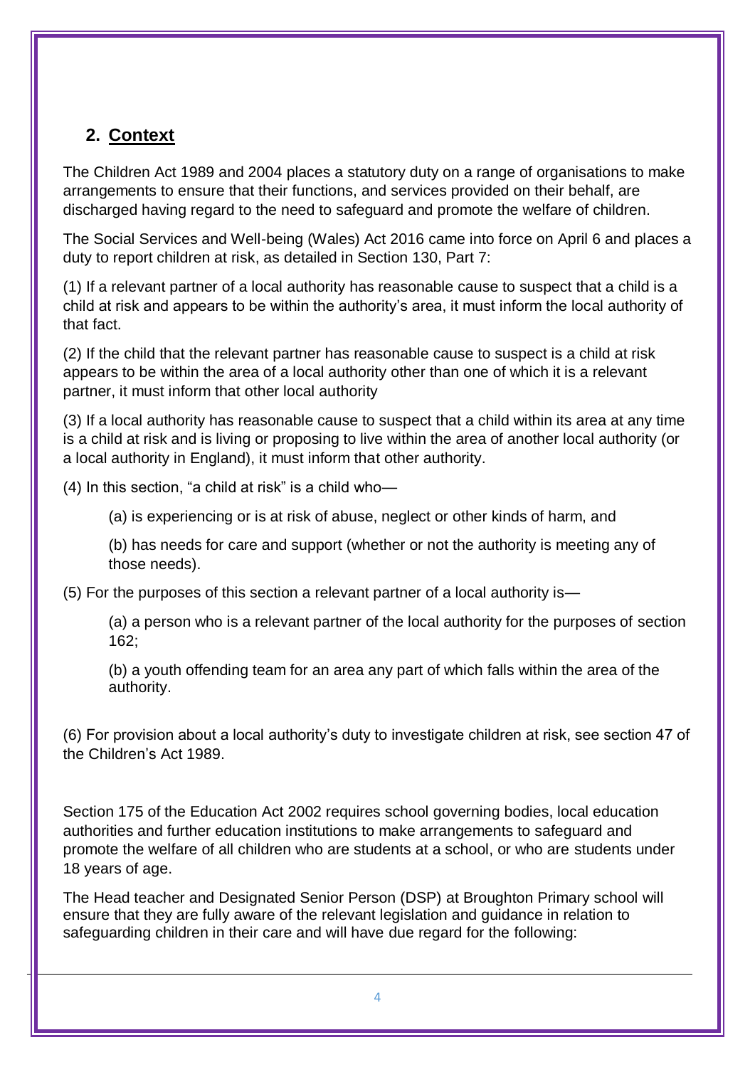## 2. Context

The Children Act 1989 and 2004 places a statutory duty on a range of organisations to make arrangements to ensure that their functions, and services provided on their behalf, are discharged having regard to the need to safeguard and promote the welfare of children.

The Social Services and Well-being (Wales) Act 2016 came into force on April 6 and places a duty to report children at risk, as detailed in Section 130, Part 7:

(1) If a relevant partner of a local authority has reasonable cause to suspect that a child is a child at risk and appears to be within the authority's area, it must inform the local authority of that fact.

(2) If the child that the relevant partner has reasonable cause to suspect is a child at risk appears to be within the area of a local authority other than one of which it is a relevant partner, it must inform that other local authority

(3) If a local authority has reasonable cause to suspect that a child within its area at any time is a child at risk and is living or proposing to live within the area of another local authority (or a local authority in England), it must inform that other authority.

(4) In this section, "a child at risk" is a child who—

(a) is experiencing or is at risk of abuse, neglect or other kinds of harm, and

(b) has needs for care and support (whether or not the authority is meeting any of those needs).

(5) For the purposes of this section a relevant partner of a local authority is—

(a) a person who is a relevant partner of the local authority for the purposes of section 162;

(b) a youth offending team for an area any part of which falls within the area of the authority.

(6) For provision about a local authority's duty to investigate children at risk, see section 47 of the Children's Act 1989.

Section 175 of the Education Act 2002 requires school governing bodies, local education authorities and further education institutions to make arrangements to safeguard and promote the welfare of all children who are students at a school, or who are students under 18 years of age.

The Head teacher and Designated Senior Person (DSP) at Broughton Primary school will ensure that they are fully aware of the relevant legislation and guidance in relation to safeguarding children in their care and will have due regard for the following: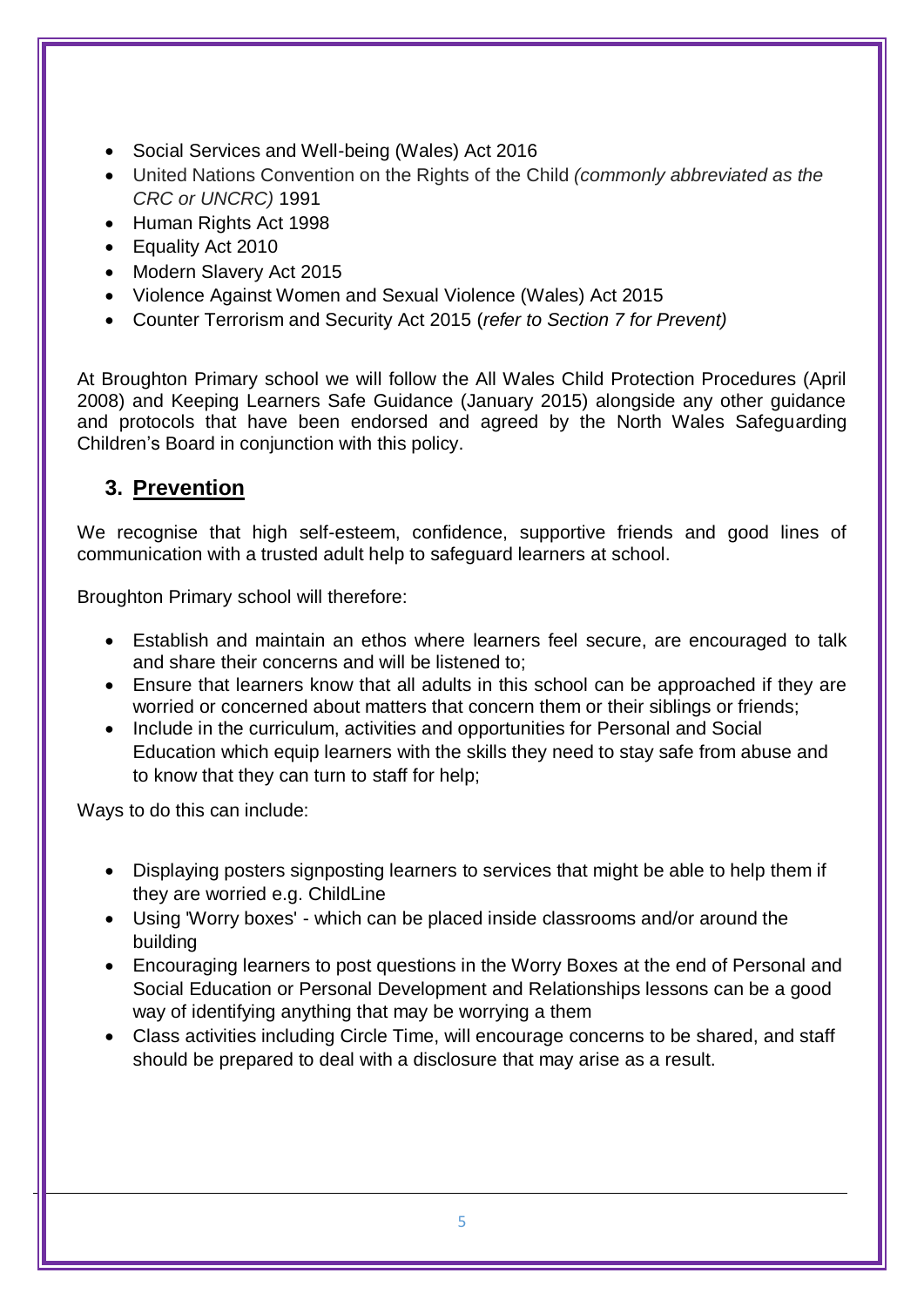- Social Services and Well-being (Wales) Act 2016
- United Nations Convention on the Rights of the Child *(commonly abbreviated as the CRC or UNCRC)* 1991
- Human Rights Act 1998
- Equality Act 2010
- Modern Slavery Act 2015
- Violence Against Women and Sexual Violence (Wales) Act 2015
- Counter Terrorism and Security Act 2015 (*refer to Section 7 for Prevent)*

At Broughton Primary school we will follow the All Wales Child Protection Procedures (April 2008) and Keeping Learners Safe Guidance (January 2015) alongside any other guidance and protocols that have been endorsed and agreed by the North Wales Safeguarding Children's Board in conjunction with this policy.

## 3. <u>Prevention</u>

We recognise that high self-esteem, confidence, supportive friends and good lines of communication with a trusted adult help to safeguard learners at school.

Broughton Primary school will therefore:

- Establish and maintain an ethos where learners feel secure, are encouraged to talk and share their concerns and will be listened to;
- Ensure that learners know that all adults in this school can be approached if they are worried or concerned about matters that concern them or their siblings or friends;
- Include in the curriculum, activities and opportunities for Personal and Social Education which equip learners with the skills they need to stay safe from abuse and to know that they can turn to staff for help;

Ways to do this can include:

- Displaying posters signposting learners to services that might be able to help them if they are worried e.g. ChildLine
- Using 'Worry boxes' - which can be placed inside classrooms and/or around the building
- Encouraging learners to post questions in the Worry Boxes at the end of Personal and Social Education or Personal Development and Relationships lessons can be a good way of identifying anything that may be worrying a them
- Class activities including Circle Time, will encourage concerns to be shared, and staff should be prepared to deal with a disclosure that may arise as a result.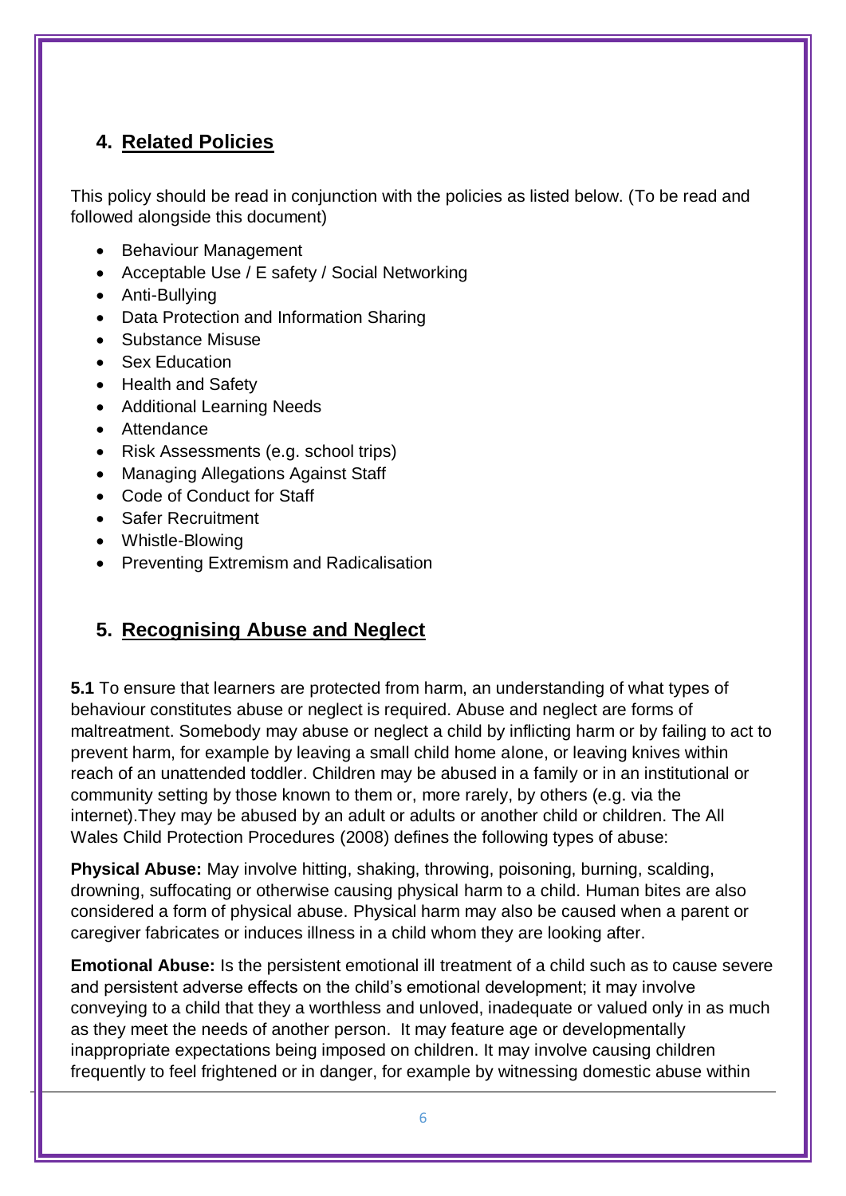## 4. Related Policies

This policy should be read in conjunction with the policies as listed below. (To be read and followed alongside this document)

- Behaviour Management
- Acceptable Use / E safety / Social Networking
- Anti-Bullying
- Data Protection and Information Sharing
- Substance Misuse
- Sex Education
- Health and Safety
- Additional Learning Needs
- Attendance
- Risk Assessments (e.g. school trips)
- Managing Allegations Against Staff
- Code of Conduct for Staff
- Safer Recruitment
- Whistle-Blowing
- Preventing Extremism and Radicalisation

## 5. Recognising Abuse and Neglect

**5.1** To ensure that learners are protected from harm, an understanding of what types of behaviour constitutes abuse or neglect is required. Abuse and neglect are forms of maltreatment. Somebody may abuse or neglect a child by inflicting harm or by failing to act to prevent harm, for example by leaving a small child home alone, or leaving knives within reach of an unattended toddler. Children may be abused in a family or in an institutional or community setting by those known to them or, more rarely, by others (e.g. via the internet).They may be abused by an adult or adults or another child or children. The All Wales Child Protection Procedures (2008) defines the following types of abuse:

**Physical Abuse:** May involve hitting, shaking, throwing, poisoning, burning, scalding, drowning, suffocating or otherwise causing physical harm to a child. Human bites are also considered a form of physical abuse. Physical harm may also be caused when a parent or caregiver fabricates or induces illness in a child whom they are looking after.

**Emotional Abuse:** Is the persistent emotional ill treatment of a child such as to cause severe and persistent adverse effects on the child's emotional development; it may involve conveying to a child that they a worthless and unloved, inadequate or valued only in as much as they meet the needs of another person. It may feature age or developmentally inappropriate expectations being imposed on children. It may involve causing children frequently to feel frightened or in danger, for example by witnessing domestic abuse within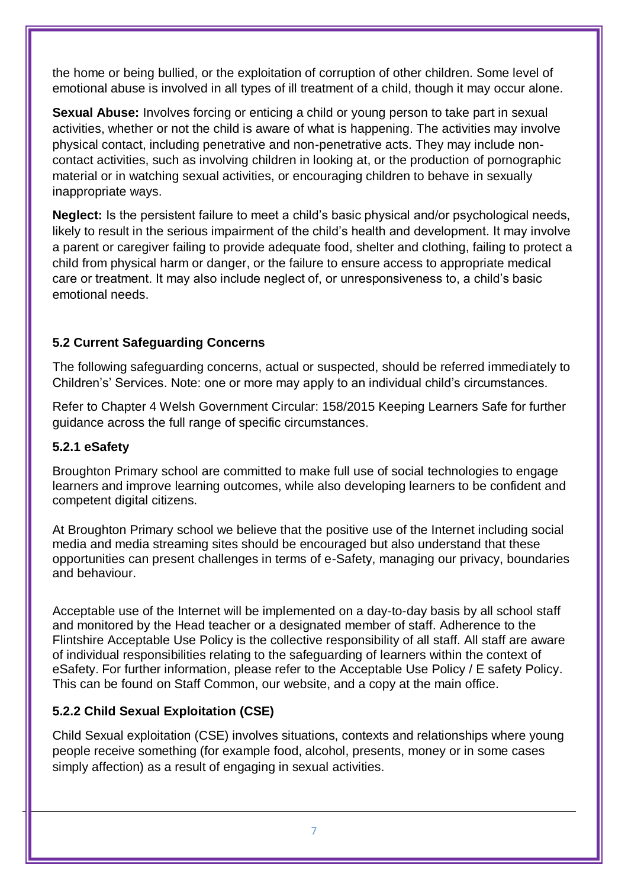the home or being bullied, or the exploitation of corruption of other children. Some level of emotional abuse is involved in all types of ill treatment of a child, though it may occur alone.

**Sexual Abuse:** Involves forcing or enticing a child or young person to take part in sexual activities, whether or not the child is aware of what is happening. The activities may involve physical contact, including penetrative and non-penetrative acts. They may include non-contact activities, such as involving children in looking at, or the production of pornographic material or in watching sexual activities, or encouraging children to behave in sexually inappropriate ways.

**Neglect:** Is the persistent failure to meet a child's basic physical and/or psychological needs, likely to result in the serious impairment of the child's health and development. It may involve a parent or caregiver failing to provide adequate food, shelter and clothing, failing to protect a child from physical harm or danger, or the failure to ensure access to appropriate medical care or treatment. It may also include neglect of, or unresponsiveness to, a child's basic emotional needs.

### 5.2 Current Safeguarding Concerns

The following safeguarding concerns, actual or suspected, should be referred immediately to Children's' Services. Note: one or more may apply to an individual child's circumstances.

Refer to Chapter 4 Welsh Government Circular: 158/2015 Keeping Learners Safe for further guidance across the full range of specific circumstances.

#### 5.2.1 eSafety

Broughton Primary school are committed to make full use of social technologies to engage learners and improve learning outcomes, while also developing learners to be confident and competent digital citizens.

At Broughton Primary school we believe that the positive use of the Internet including social media and media streaming sites should be encouraged but also understand that these opportunities can present challenges in terms of e-Safety, managing our privacy, boundaries and behaviour.

Acceptable use of the Internet will be implemented on a day-to-day basis by all school staff and monitored by the Head teacher or a designated member of staff. Adherence to the Flintshire Acceptable Use Policy is the collective responsibility of all staff. All staff are aware of individual responsibilities relating to the safeguarding of learners within the context of eSafety. For further information, please refer to the Acceptable Use Policy / E safety Policy. This can be found on Staff Common, our website, and a copy at the main office.

#### 5.2.2 Child Sexual Exploitation (CSE)

Child Sexual exploitation (CSE) involves situations, contexts and relationships where young people receive something (for example food, alcohol, presents, money or in some cases simply affection) as a result of engaging in sexual activities.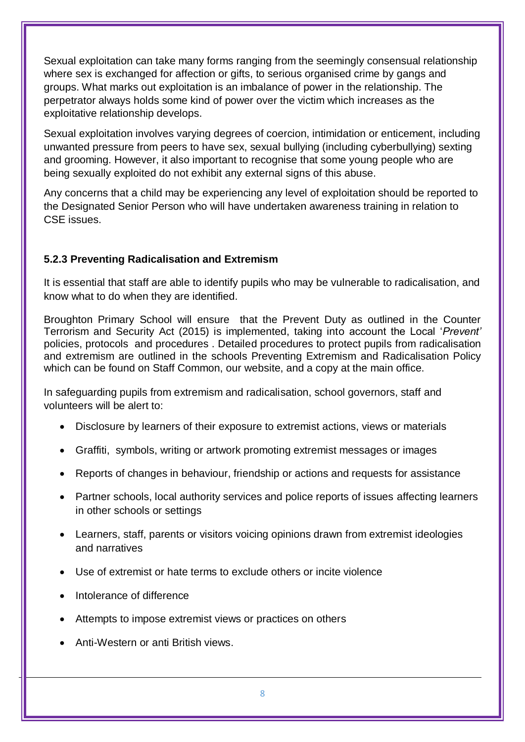Sexual exploitation can take many forms ranging from the seemingly consensual relationship where sex is exchanged for affection or gifts, to serious organised crime by gangs and groups. What marks out exploitation is an imbalance of power in the relationship. The perpetrator always holds some kind of power over the victim which increases as the exploitative relationship develops.

Sexual exploitation involves varying degrees of coercion, intimidation or enticement, including unwanted pressure from peers to have sex, sexual bullying (including cyberbullying) sexting and grooming. However, it also important to recognise that some young people who are being sexually exploited do not exhibit any external signs of this abuse.

Any concerns that a child may be experiencing any level of exploitation should be reported to the Designated Senior Person who will have undertaken awareness training in relation to CSE issues.

### 5.2.3 Preventing Radicalisation and Extremism

It is essential that staff are able to identify pupils who may be vulnerable to radicalisation, and know what to do when they are identified.

Broughton Primary School will ensure that the Prevent Duty as outlined in the Counter Terrorism and Security Act (2015) is implemented, taking into account the Local '*Prevent'* policies, protocols and procedures . Detailed procedures to protect pupils from radicalisation and extremism are outlined in the schools Preventing Extremism and Radicalisation Policy which can be found on Staff Common, our website, and a copy at the main office.

In safeguarding pupils from extremism and radicalisation, school governors, staff and volunteers will be alert to:

- Disclosure by learners of their exposure to extremist actions, views or materials
- Graffiti, symbols, writing or artwork promoting extremist messages or images
- Reports of changes in behaviour, friendship or actions and requests for assistance
- Partner schools, local authority services and police reports of issues affecting learners in other schools or settings
- Learners, staff, parents or visitors voicing opinions drawn from extremist ideologies and narratives
- Use of extremist or hate terms to exclude others or incite violence
- Intolerance of difference
- Attempts to impose extremist views or practices on others
- Anti-Western or anti British views.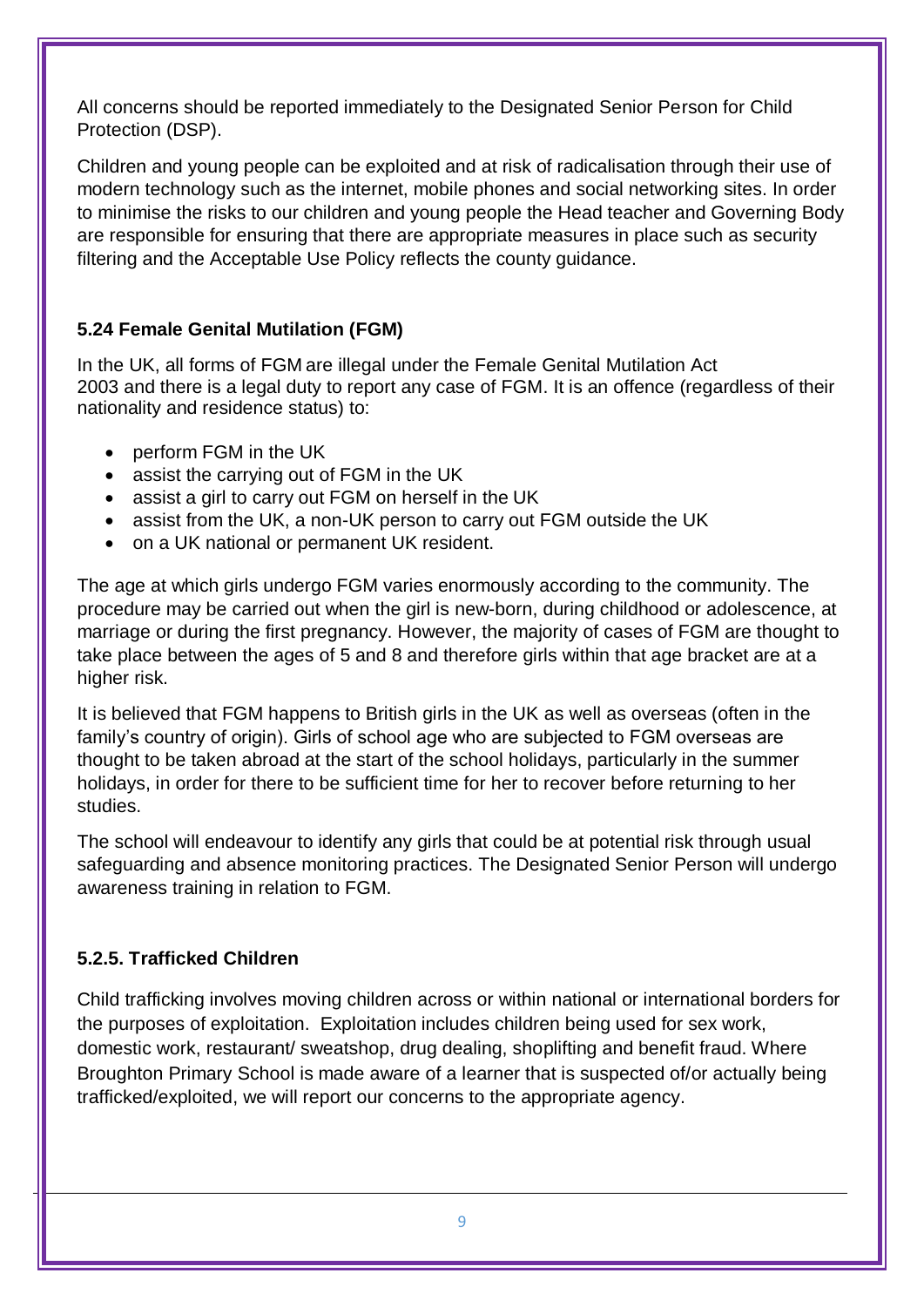All concerns should be reported immediately to the Designated Senior Person for Child Protection (DSP).

Children and young people can be exploited and at risk of radicalisation through their use of modern technology such as the internet, mobile phones and social networking sites. In order to minimise the risks to our children and young people the Head teacher and Governing Body are responsible for ensuring that there are appropriate measures in place such as security filtering and the Acceptable Use Policy reflects the county guidance.

### 5.24 Female Genital Mutilation (FGM)

In the UK, all forms of FGM are illegal under the Female Genital Mutilation Act 2003 and there is a legal duty to report any case of FGM. It is an offence (regardless of their nationality and residence status) to:

- perform FGM in the UK
- assist the carrying out of FGM in the UK
- assist a girl to carry out FGM on herself in the UK
- assist from the UK, a non-UK person to carry out FGM outside the UK
- on a UK national or permanent UK resident.

The age at which girls undergo FGM varies enormously according to the community. The procedure may be carried out when the girl is new-born, during childhood or adolescence, at marriage or during the first pregnancy. However, the majority of cases of FGM are thought to take place between the ages of 5 and 8 and therefore girls within that age bracket are at a higher risk.

It is believed that FGM happens to British girls in the UK as well as overseas (often in the family's country of origin). Girls of school age who are subjected to FGM overseas are thought to be taken abroad at the start of the school holidays, particularly in the summer holidays, in order for there to be sufficient time for her to recover before returning to her studies.

The school will endeavour to identify any girls that could be at potential risk through usual safeguarding and absence monitoring practices. The Designated Senior Person will undergo awareness training in relation to FGM.

### 5.2.5. Trafficked Children

Child trafficking involves moving children across or within national or international borders for the purposes of exploitation. Exploitation includes children being used for sex work, domestic work, restaurant/ sweatshop, drug dealing, shoplifting and benefit fraud. Where Broughton Primary School is made aware of a learner that is suspected of/or actually being trafficked/exploited, we will report our concerns to the appropriate agency.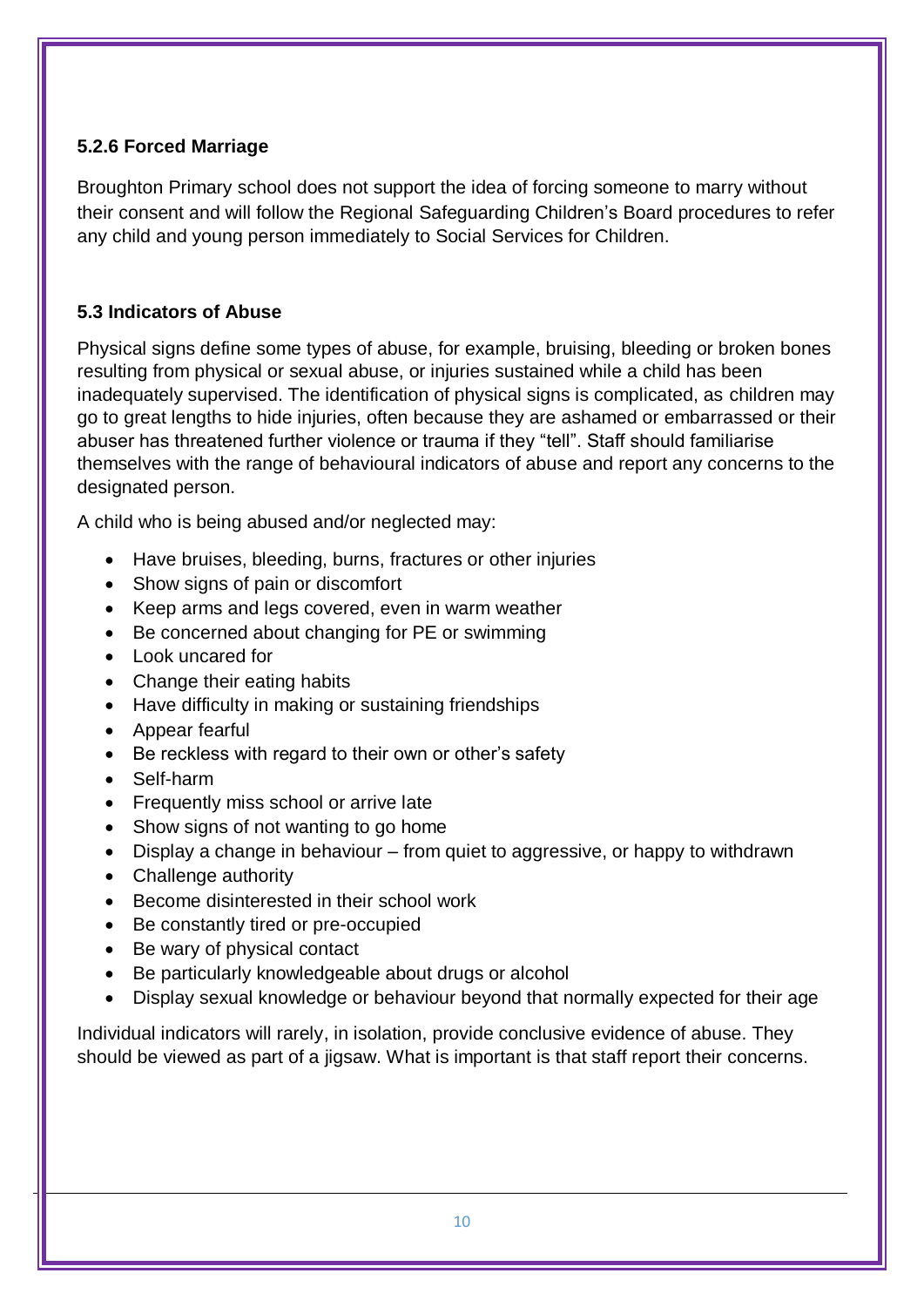### 5.2.6 Forced Marriage

Broughton Primary school does not support the idea of forcing someone to marry without their consent and will follow the Regional Safeguarding Children's Board procedures to refer any child and young person immediately to Social Services for Children.

### 5.3 Indicators of Abuse

Physical signs define some types of abuse, for example, bruising, bleeding or broken bones resulting from physical or sexual abuse, or injuries sustained while a child has been inadequately supervised. The identification of physical signs is complicated, as children may go to great lengths to hide injuries, often because they are ashamed or embarrassed or their abuser has threatened further violence or trauma if they "tell". Staff should familiarise themselves with the range of behavioural indicators of abuse and report any concerns to the designated person.

A child who is being abused and/or neglected may:

- Have bruises, bleeding, burns, fractures or other injuries
- Show signs of pain or discomfort
- Keep arms and legs covered, even in warm weather
- Be concerned about changing for PE or swimming
- Look uncared for
- Change their eating habits
- Have difficulty in making or sustaining friendships
- Appear fearful
- Be reckless with regard to their own or other's safety
- Self-harm
- Frequently miss school or arrive late
- Show signs of not wanting to go home
- Display a change in behaviour – from quiet to aggressive, or happy to withdrawn
- Challenge authority
- Become disinterested in their school work
- Be constantly tired or pre-occupied
- Be wary of physical contact
- Be particularly knowledgeable about drugs or alcohol
- Display sexual knowledge or behaviour beyond that normally expected for their age

Individual indicators will rarely, in isolation, provide conclusive evidence of abuse. They should be viewed as part of a jigsaw. What is important is that staff report their concerns.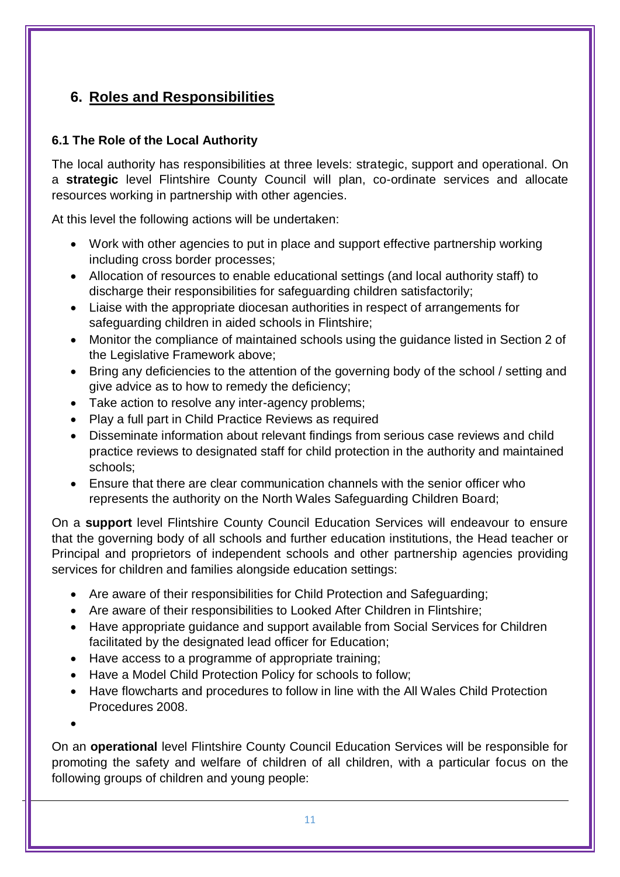## 6. Roles and Responsibilities

### 6.1 The Role of the Local Authority

The local authority has responsibilities at three levels: strategic, support and operational. On a **strategic** level Flintshire County Council will plan, co-ordinate services and allocate resources working in partnership with other agencies.

At this level the following actions will be undertaken:

- Work with other agencies to put in place and support effective partnership working including cross border processes;
- Allocation of resources to enable educational settings (and local authority staff) to discharge their responsibilities for safeguarding children satisfactorily;
- Liaise with the appropriate diocesan authorities in respect of arrangements for safeguarding children in aided schools in Flintshire;
- Monitor the compliance of maintained schools using the guidance listed in Section 2 of the Legislative Framework above;
- Bring any deficiencies to the attention of the governing body of the school / setting and give advice as to how to remedy the deficiency;
- Take action to resolve any inter-agency problems;
- Play a full part in Child Practice Reviews as required
- Disseminate information about relevant findings from serious case reviews and child practice reviews to designated staff for child protection in the authority and maintained schools;
- Ensure that there are clear communication channels with the senior officer who represents the authority on the North Wales Safeguarding Children Board;

On a **support** level Flintshire County Council Education Services will endeavour to ensure that the governing body of all schools and further education institutions, the Head teacher or Principal and proprietors of independent schools and other partnership agencies providing services for children and families alongside education settings:

- Are aware of their responsibilities for Child Protection and Safeguarding;
- Are aware of their responsibilities to Looked After Children in Flintshire;
- Have appropriate guidance and support available from Social Services for Children facilitated by the designated lead officer for Education;
- Have access to a programme of appropriate training;
- Have a Model Child Protection Policy for schools to follow;
- Have flowcharts and procedures to follow in line with the All Wales Child Protection Procedures 2008.

On an **operational** level Flintshire County Council Education Services will be responsible for promoting the safety and welfare of children of all children, with a particular focus on the following groups of children and young people: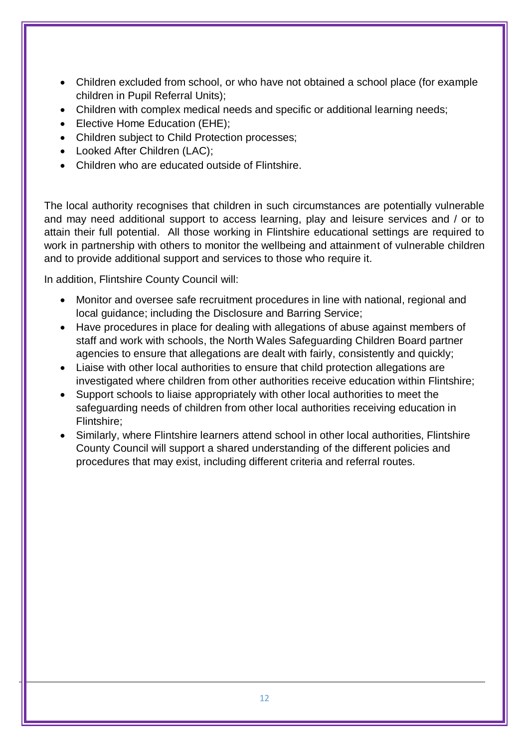- Children excluded from school, or who have not obtained a school place (for example children in Pupil Referral Units);
- Children with complex medical needs and specific or additional learning needs;
- Elective Home Education (EHE);
- Children subject to Child Protection processes;
- Looked After Children (LAC);
- Children who are educated outside of Flintshire.

The local authority recognises that children in such circumstances are potentially vulnerable and may need additional support to access learning, play and leisure services and / or to attain their full potential. All those working in Flintshire educational settings are required to work in partnership with others to monitor the wellbeing and attainment of vulnerable children and to provide additional support and services to those who require it.

In addition, Flintshire County Council will:

- Monitor and oversee safe recruitment procedures in line with national, regional and local guidance; including the Disclosure and Barring Service;
- Have procedures in place for dealing with allegations of abuse against members of staff and work with schools, the North Wales Safeguarding Children Board partner agencies to ensure that allegations are dealt with fairly, consistently and quickly;
- Liaise with other local authorities to ensure that child protection allegations are investigated where children from other authorities receive education within Flintshire;
- Support schools to liaise appropriately with other local authorities to meet the safeguarding needs of children from other local authorities receiving education in Flintshire;
- Similarly, where Flintshire learners attend school in other local authorities, Flintshire County Council will support a shared understanding of the different policies and procedures that may exist, including different criteria and referral routes.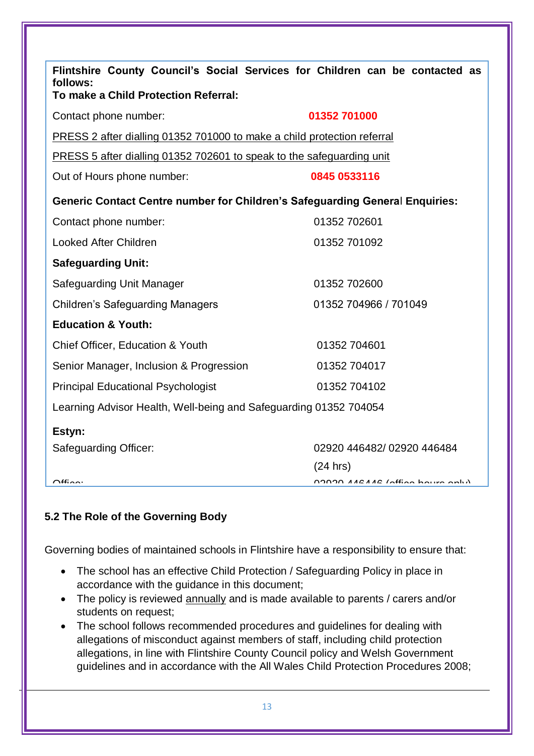**Flintshire County Council's Social Services for Children can be contacted as follows:**
**To make a Child Protection Referral:**

| | |
|---|---|
| Contact phone number: | **01352 701000** |
| PRESS 2 after dialling 01352 701000 to make a child protection referral | |
| PRESS 5 after dialling 01352 702601 to speak to the safeguarding unit | |
| Out of Hours phone number: | **0845 0533116** |
| **Generic Contact Centre number for Children's Safeguarding General Enquiries:** | |
| Contact phone number: | 01352 702601 |
| Looked After Children | 01352 701092 |
| **Safeguarding Unit:** | |
| Safeguarding Unit Manager | 01352 702600 |
| Children's Safeguarding Managers | 01352 704966 / 701049 |
| **Education & Youth:** | |
| Chief Officer, Education & Youth | 01352 704601 |
| Senior Manager, Inclusion & Progression | 01352 704017 |
| Principal Educational Psychologist | 01352 704102 |
| Learning Advisor Health, Well-being and Safeguarding | 01352 704054 |
| **Estyn:** | |
| Safeguarding Officer: | 02920 446482/ 02920 446484 (24 hrs) |
| Office: | 02920 446446 (office hours only) |

### 5.2 The Role of the Governing Body

Governing bodies of maintained schools in Flintshire have a responsibility to ensure that:

- The school has an effective Child Protection / Safeguarding Policy in place in accordance with the guidance in this document;
- The policy is reviewed annually and is made available to parents / carers and/or students on request;
- The school follows recommended procedures and guidelines for dealing with allegations of misconduct against members of staff, including child protection allegations, in line with Flintshire County Council policy and Welsh Government guidelines and in accordance with the All Wales Child Protection Procedures 2008;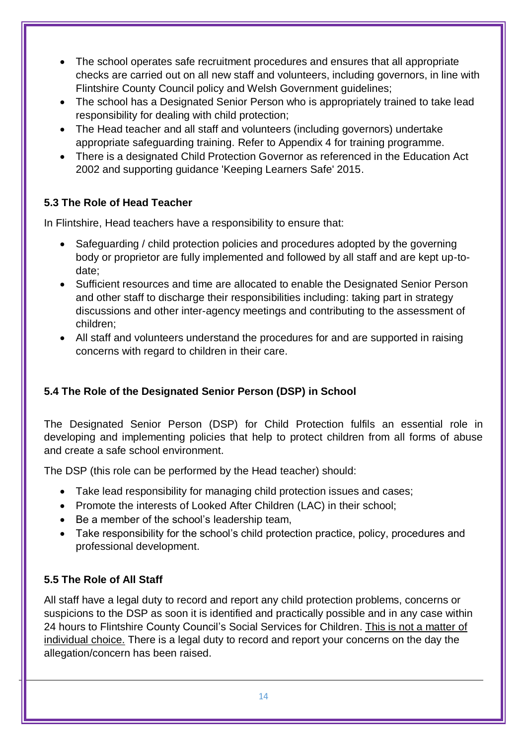- The school operates safe recruitment procedures and ensures that all appropriate checks are carried out on all new staff and volunteers, including governors, in line with Flintshire County Council policy and Welsh Government guidelines;
- The school has a Designated Senior Person who is appropriately trained to take lead responsibility for dealing with child protection;
- The Head teacher and all staff and volunteers (including governors) undertake appropriate safeguarding training. Refer to Appendix 4 for training programme.
- There is a designated Child Protection Governor as referenced in the Education Act 2002 and supporting guidance 'Keeping Learners Safe' 2015.

### 5.3 The Role of Head Teacher

In Flintshire, Head teachers have a responsibility to ensure that:

- Safeguarding / child protection policies and procedures adopted by the governing body or proprietor are fully implemented and followed by all staff and are kept up-to-date;
- Sufficient resources and time are allocated to enable the Designated Senior Person and other staff to discharge their responsibilities including: taking part in strategy discussions and other inter-agency meetings and contributing to the assessment of children;
- All staff and volunteers understand the procedures for and are supported in raising concerns with regard to children in their care.

### 5.4 The Role of the Designated Senior Person (DSP) in School

The Designated Senior Person (DSP) for Child Protection fulfils an essential role in developing and implementing policies that help to protect children from all forms of abuse and create a safe school environment.

The DSP (this role can be performed by the Head teacher) should:

- Take lead responsibility for managing child protection issues and cases;
- Promote the interests of Looked After Children (LAC) in their school;
- Be a member of the school's leadership team,
- Take responsibility for the school's child protection practice, policy, procedures and professional development.

### 5.5 The Role of All Staff

All staff have a legal duty to record and report any child protection problems, concerns or suspicions to the DSP as soon it is identified and practically possible and in any case within 24 hours to Flintshire County Council's Social Services for Children. <u>This is not a matter of individual choice.</u> There is a legal duty to record and report your concerns on the day the allegation/concern has been raised.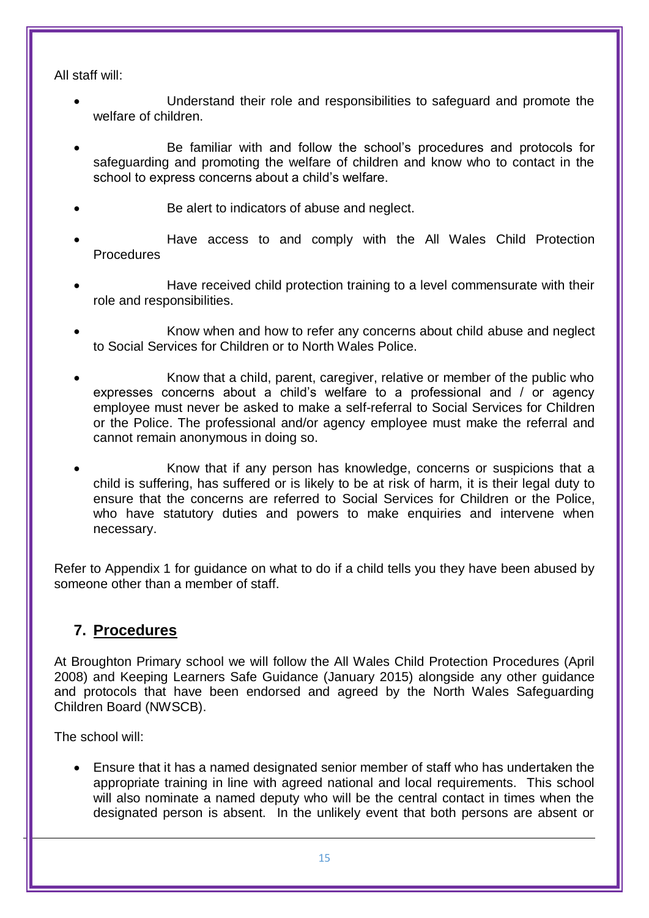All staff will:

- Understand their role and responsibilities to safeguard and promote the welfare of children.
- Be familiar with and follow the school's procedures and protocols for safeguarding and promoting the welfare of children and know who to contact in the school to express concerns about a child's welfare.
- Be alert to indicators of abuse and neglect.
- Have access to and comply with the All Wales Child Protection Procedures
- Have received child protection training to a level commensurate with their role and responsibilities.
- Know when and how to refer any concerns about child abuse and neglect to Social Services for Children or to North Wales Police.
- Know that a child, parent, caregiver, relative or member of the public who expresses concerns about a child's welfare to a professional and / or agency employee must never be asked to make a self-referral to Social Services for Children or the Police. The professional and/or agency employee must make the referral and cannot remain anonymous in doing so.
- Know that if any person has knowledge, concerns or suspicions that a child is suffering, has suffered or is likely to be at risk of harm, it is their legal duty to ensure that the concerns are referred to Social Services for Children or the Police, who have statutory duties and powers to make enquiries and intervene when necessary.

Refer to Appendix 1 for guidance on what to do if a child tells you they have been abused by someone other than a member of staff.

## 7. Procedures

At Broughton Primary school we will follow the All Wales Child Protection Procedures (April 2008) and Keeping Learners Safe Guidance (January 2015) alongside any other guidance and protocols that have been endorsed and agreed by the North Wales Safeguarding Children Board (NWSCB).

The school will:

- Ensure that it has a named designated senior member of staff who has undertaken the appropriate training in line with agreed national and local requirements. This school will also nominate a named deputy who will be the central contact in times when the designated person is absent. In the unlikely event that both persons are absent or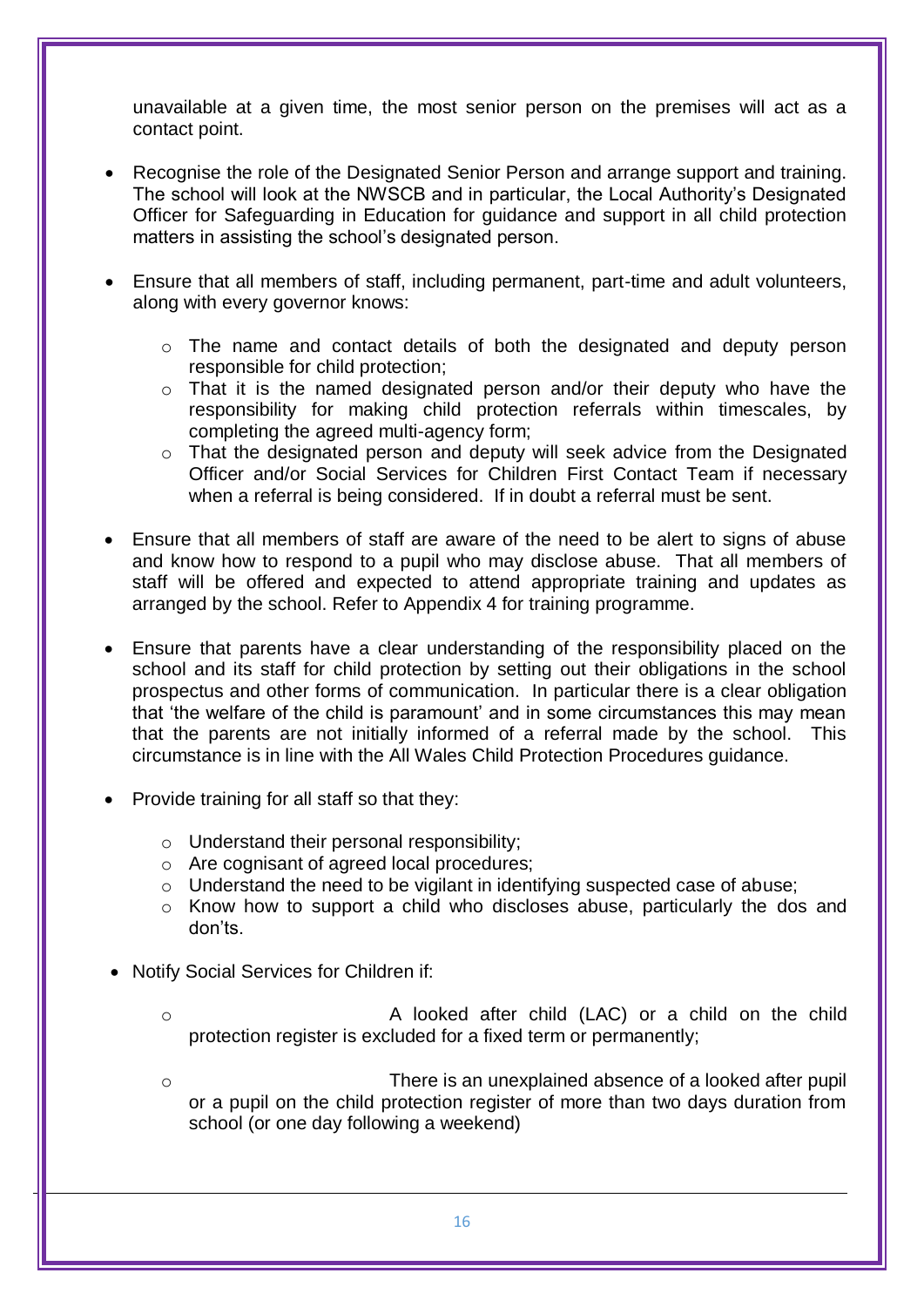unavailable at a given time, the most senior person on the premises will act as a contact point.

- Recognise the role of the Designated Senior Person and arrange support and training. The school will look at the NWSCB and in particular, the Local Authority's Designated Officer for Safeguarding in Education for guidance and support in all child protection matters in assisting the school's designated person.

- Ensure that all members of staff, including permanent, part-time and adult volunteers, along with every governor knows:

  - The name and contact details of both the designated and deputy person responsible for child protection;
  - That it is the named designated person and/or their deputy who have the responsibility for making child protection referrals within timescales, by completing the agreed multi-agency form;
  - That the designated person and deputy will seek advice from the Designated Officer and/or Social Services for Children First Contact Team if necessary when a referral is being considered. If in doubt a referral must be sent.

- Ensure that all members of staff are aware of the need to be alert to signs of abuse and know how to respond to a pupil who may disclose abuse. That all members of staff will be offered and expected to attend appropriate training and updates as arranged by the school. Refer to Appendix 4 for training programme.

- Ensure that parents have a clear understanding of the responsibility placed on the school and its staff for child protection by setting out their obligations in the school prospectus and other forms of communication. In particular there is a clear obligation that 'the welfare of the child is paramount' and in some circumstances this may mean that the parents are not initially informed of a referral made by the school. This circumstance is in line with the All Wales Child Protection Procedures guidance.

- Provide training for all staff so that they:

  - Understand their personal responsibility;
  - Are cognisant of agreed local procedures;
  - Understand the need to be vigilant in identifying suspected case of abuse;
  - Know how to support a child who discloses abuse, particularly the dos and don'ts.

- Notify Social Services for Children if:

  - A looked after child (LAC) or a child on the child protection register is excluded for a fixed term or permanently;

  - There is an unexplained absence of a looked after pupil or a pupil on the child protection register of more than two days duration from school (or one day following a weekend)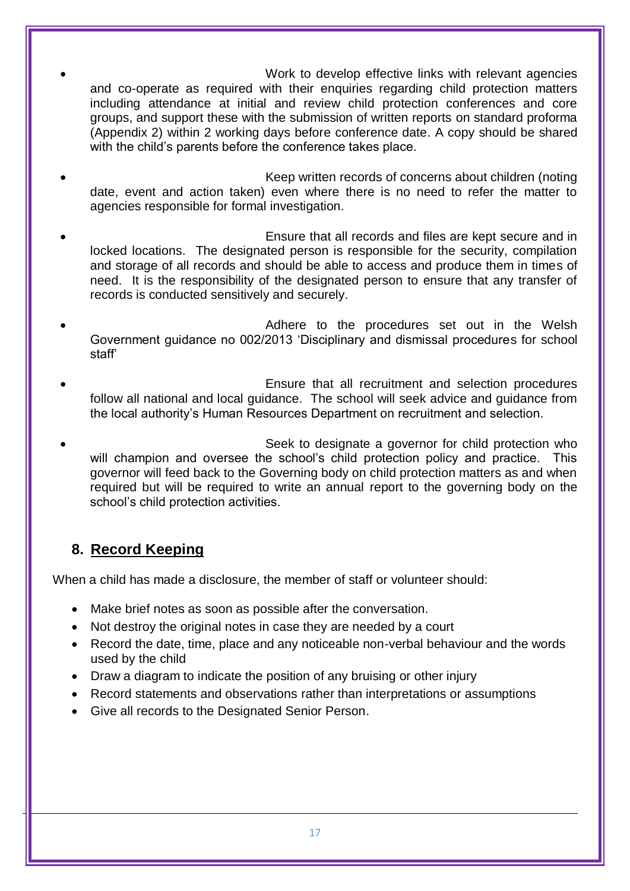- Work to develop effective links with relevant agencies and co-operate as required with their enquiries regarding child protection matters including attendance at initial and review child protection conferences and core groups, and support these with the submission of written reports on standard proforma (Appendix 2) within 2 working days before conference date. A copy should be shared with the child's parents before the conference takes place.

- Keep written records of concerns about children (noting date, event and action taken) even where there is no need to refer the matter to agencies responsible for formal investigation.

- Ensure that all records and files are kept secure and in locked locations. The designated person is responsible for the security, compilation and storage of all records and should be able to access and produce them in times of need. It is the responsibility of the designated person to ensure that any transfer of records is conducted sensitively and securely.

- Adhere to the procedures set out in the Welsh Government guidance no 002/2013 'Disciplinary and dismissal procedures for school staff'

- Ensure that all recruitment and selection procedures follow all national and local guidance. The school will seek advice and guidance from the local authority's Human Resources Department on recruitment and selection.

- Seek to designate a governor for child protection who will champion and oversee the school's child protection policy and practice. This governor will feed back to the Governing body on child protection matters as and when required but will be required to write an annual report to the governing body on the school's child protection activities.

## 8. Record Keeping

When a child has made a disclosure, the member of staff or volunteer should:

- Make brief notes as soon as possible after the conversation.
- Not destroy the original notes in case they are needed by a court
- Record the date, time, place and any noticeable non-verbal behaviour and the words used by the child
- Draw a diagram to indicate the position of any bruising or other injury
- Record statements and observations rather than interpretations or assumptions
- Give all records to the Designated Senior Person.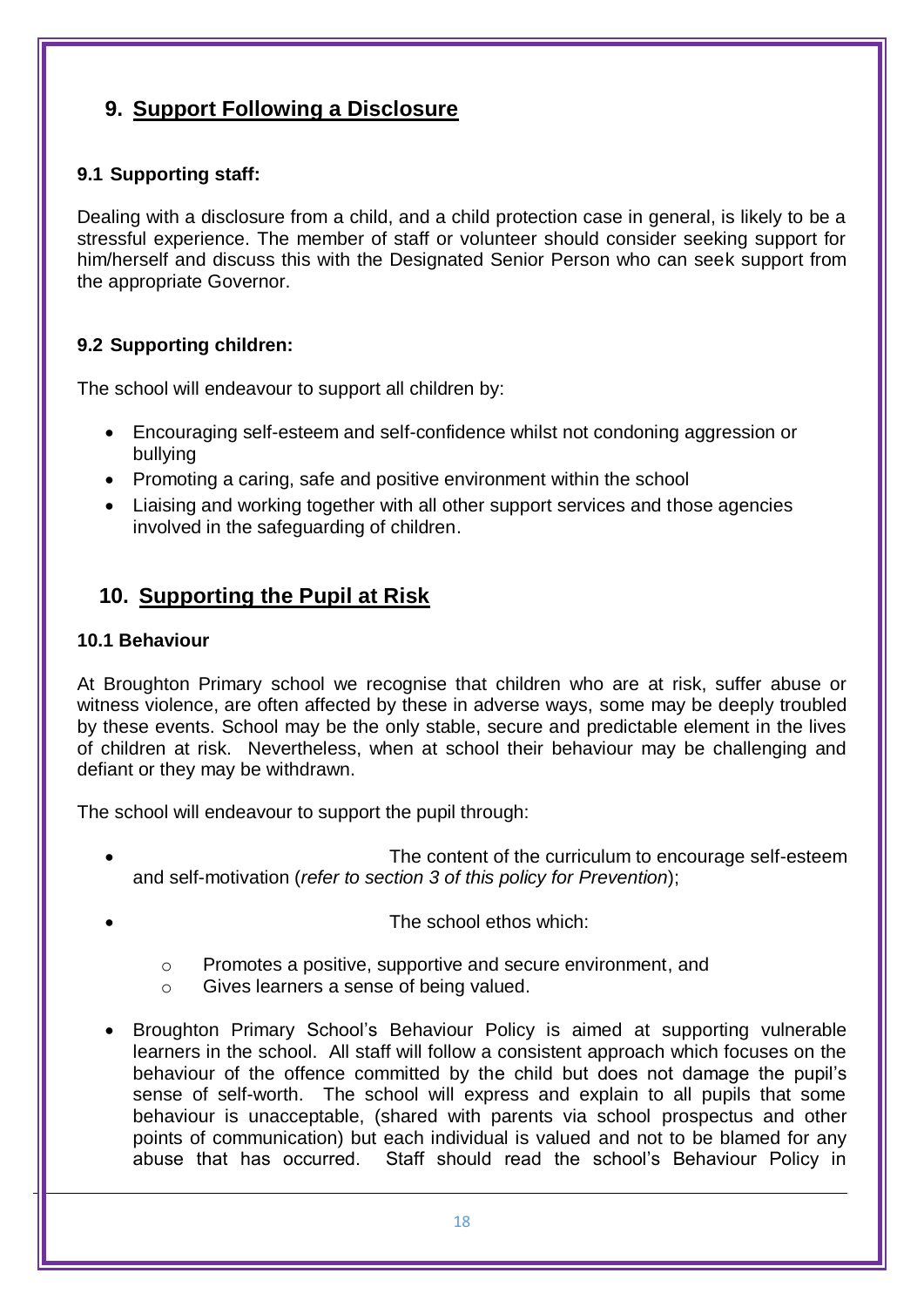## 9. Support Following a Disclosure

### 9.1 Supporting staff:

Dealing with a disclosure from a child, and a child protection case in general, is likely to be a stressful experience. The member of staff or volunteer should consider seeking support for him/herself and discuss this with the Designated Senior Person who can seek support from the appropriate Governor.

### 9.2 Supporting children:

The school will endeavour to support all children by:

- Encouraging self-esteem and self-confidence whilst not condoning aggression or bullying
- Promoting a caring, safe and positive environment within the school
- Liaising and working together with all other support services and those agencies involved in the safeguarding of children.

## 10. Supporting the Pupil at Risk

### 10.1 Behaviour

At Broughton Primary school we recognise that children who are at risk, suffer abuse or witness violence, are often affected by these in adverse ways, some may be deeply troubled by these events. School may be the only stable, secure and predictable element in the lives of children at risk. Nevertheless, when at school their behaviour may be challenging and defiant or they may be withdrawn.

The school will endeavour to support the pupil through:

- The content of the curriculum to encourage self-esteem and self-motivation (*refer to section 3 of this policy for Prevention*);
- The school ethos which:
  - Promotes a positive, supportive and secure environment, and
  - Gives learners a sense of being valued.
- Broughton Primary School's Behaviour Policy is aimed at supporting vulnerable learners in the school. All staff will follow a consistent approach which focuses on the behaviour of the offence committed by the child but does not damage the pupil's sense of self-worth. The school will express and explain to all pupils that some behaviour is unacceptable, (shared with parents via school prospectus and other points of communication) but each individual is valued and not to be blamed for any abuse that has occurred. Staff should read the school's Behaviour Policy in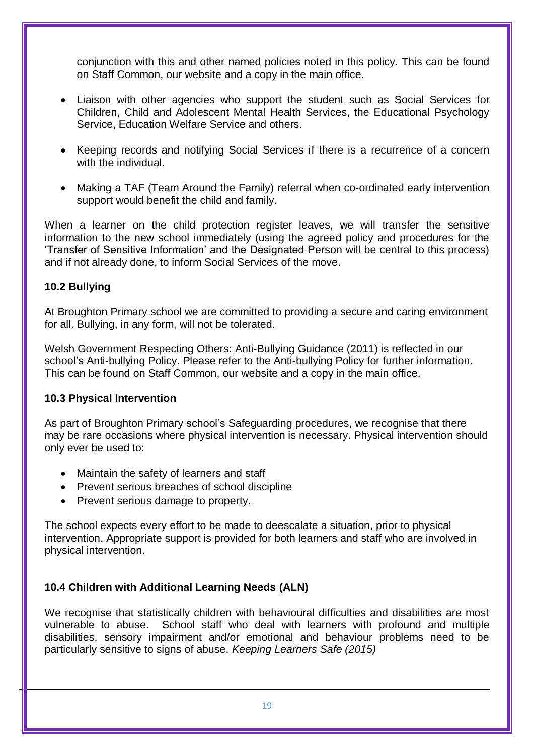conjunction with this and other named policies noted in this policy. This can be found on Staff Common, our website and a copy in the main office.

- Liaison with other agencies who support the student such as Social Services for Children, Child and Adolescent Mental Health Services, the Educational Psychology Service, Education Welfare Service and others.
- Keeping records and notifying Social Services if there is a recurrence of a concern with the individual.
- Making a TAF (Team Around the Family) referral when co-ordinated early intervention support would benefit the child and family.

When a learner on the child protection register leaves, we will transfer the sensitive information to the new school immediately (using the agreed policy and procedures for the 'Transfer of Sensitive Information' and the Designated Person will be central to this process) and if not already done, to inform Social Services of the move.

### 10.2 Bullying

At Broughton Primary school we are committed to providing a secure and caring environment for all. Bullying, in any form, will not be tolerated.

Welsh Government Respecting Others: Anti-Bullying Guidance (2011) is reflected in our school's Anti-bullying Policy. Please refer to the Anti-bullying Policy for further information. This can be found on Staff Common, our website and a copy in the main office.

### 10.3 Physical Intervention

As part of Broughton Primary school's Safeguarding procedures, we recognise that there may be rare occasions where physical intervention is necessary. Physical intervention should only ever be used to:

- Maintain the safety of learners and staff
- Prevent serious breaches of school discipline
- Prevent serious damage to property.

The school expects every effort to be made to deescalate a situation, prior to physical intervention. Appropriate support is provided for both learners and staff who are involved in physical intervention.

### 10.4 Children with Additional Learning Needs (ALN)

We recognise that statistically children with behavioural difficulties and disabilities are most vulnerable to abuse. School staff who deal with learners with profound and multiple disabilities, sensory impairment and/or emotional and behaviour problems need to be particularly sensitive to signs of abuse. *Keeping Learners Safe (2015)*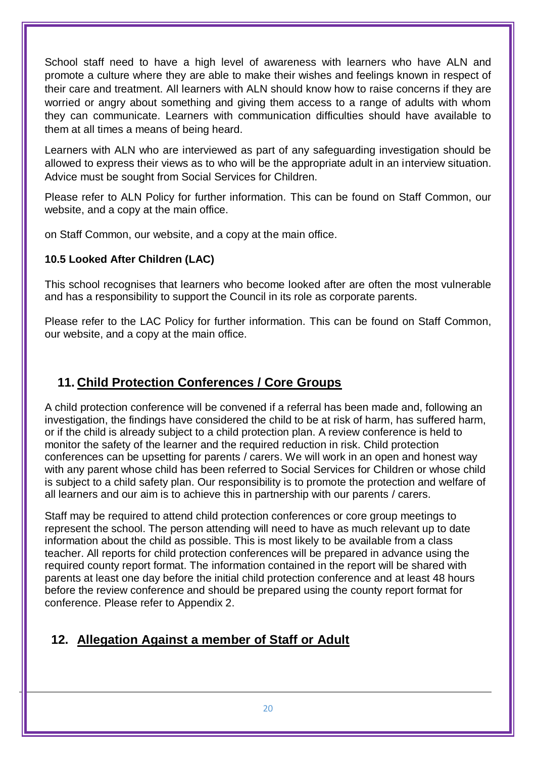School staff need to have a high level of awareness with learners who have ALN and promote a culture where they are able to make their wishes and feelings known in respect of their care and treatment. All learners with ALN should know how to raise concerns if they are worried or angry about something and giving them access to a range of adults with whom they can communicate. Learners with communication difficulties should have available to them at all times a means of being heard.

Learners with ALN who are interviewed as part of any safeguarding investigation should be allowed to express their views as to who will be the appropriate adult in an interview situation. Advice must be sought from Social Services for Children.

Please refer to ALN Policy for further information. This can be found on Staff Common, our website, and a copy at the main office.

on Staff Common, our website, and a copy at the main office.

**10.5 Looked After Children (LAC)**

This school recognises that learners who become looked after are often the most vulnerable and has a responsibility to support the Council in its role as corporate parents.

Please refer to the LAC Policy for further information. This can be found on Staff Common, our website, and a copy at the main office.

## 11. Child Protection Conferences / Core Groups

A child protection conference will be convened if a referral has been made and, following an investigation, the findings have considered the child to be at risk of harm, has suffered harm, or if the child is already subject to a child protection plan. A review conference is held to monitor the safety of the learner and the required reduction in risk. Child protection conferences can be upsetting for parents / carers. We will work in an open and honest way with any parent whose child has been referred to Social Services for Children or whose child is subject to a child safety plan. Our responsibility is to promote the protection and welfare of all learners and our aim is to achieve this in partnership with our parents / carers.

Staff may be required to attend child protection conferences or core group meetings to represent the school. The person attending will need to have as much relevant up to date information about the child as possible. This is most likely to be available from a class teacher. All reports for child protection conferences will be prepared in advance using the required county report format. The information contained in the report will be shared with parents at least one day before the initial child protection conference and at least 48 hours before the review conference and should be prepared using the county report format for conference. Please refer to Appendix 2.

## 12. Allegation Against a member of Staff or Adult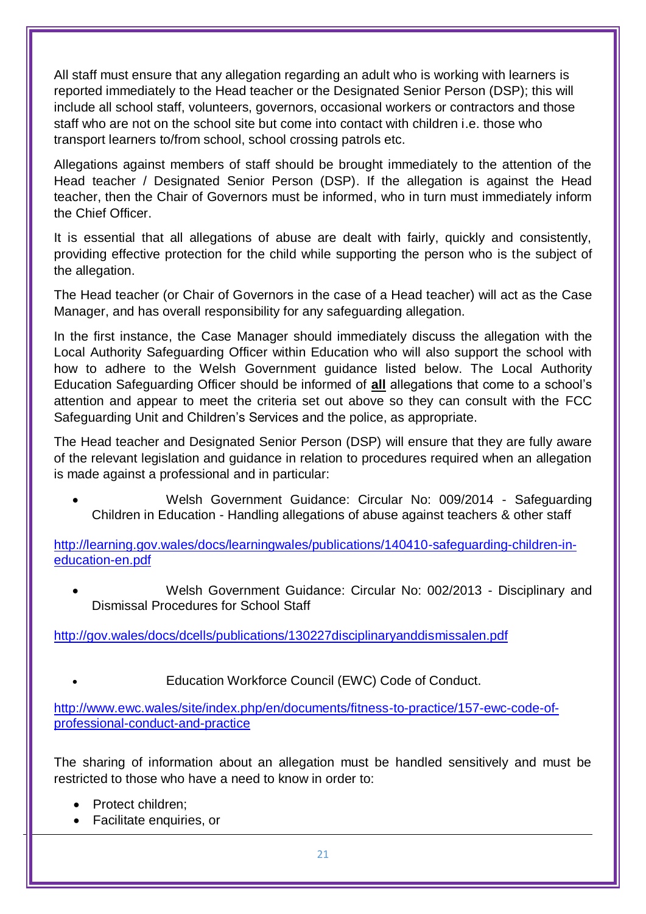All staff must ensure that any allegation regarding an adult who is working with learners is reported immediately to the Head teacher or the Designated Senior Person (DSP); this will include all school staff, volunteers, governors, occasional workers or contractors and those staff who are not on the school site but come into contact with children i.e. those who transport learners to/from school, school crossing patrols etc.

Allegations against members of staff should be brought immediately to the attention of the Head teacher / Designated Senior Person (DSP). If the allegation is against the Head teacher, then the Chair of Governors must be informed, who in turn must immediately inform the Chief Officer.

It is essential that all allegations of abuse are dealt with fairly, quickly and consistently, providing effective protection for the child while supporting the person who is the subject of the allegation.

The Head teacher (or Chair of Governors in the case of a Head teacher) will act as the Case Manager, and has overall responsibility for any safeguarding allegation.

In the first instance, the Case Manager should immediately discuss the allegation with the Local Authority Safeguarding Officer within Education who will also support the school with how to adhere to the Welsh Government guidance listed below. The Local Authority Education Safeguarding Officer should be informed of **all** allegations that come to a school's attention and appear to meet the criteria set out above so they can consult with the FCC Safeguarding Unit and Children's Services and the police, as appropriate.

The Head teacher and Designated Senior Person (DSP) will ensure that they are fully aware of the relevant legislation and guidance in relation to procedures required when an allegation is made against a professional and in particular:

- Welsh Government Guidance: Circular No: 009/2014 - Safeguarding Children in Education - Handling allegations of abuse against teachers & other staff

[http://learning.gov.wales/docs/learningwales/publications/140410-safeguarding-children-in-education-en.pdf](http://learning.gov.wales/docs/learningwales/publications/140410-safeguarding-children-in-education-en.pdf)

- Welsh Government Guidance: Circular No: 002/2013 - Disciplinary and Dismissal Procedures for School Staff

[http://gov.wales/docs/dcells/publications/130227disciplinaryanddismissalen.pdf](http://gov.wales/docs/dcells/publications/130227disciplinaryanddismissalen.pdf)

- Education Workforce Council (EWC) Code of Conduct.

[http://www.ewc.wales/site/index.php/en/documents/fitness-to-practice/157-ewc-code-of-professional-conduct-and-practice](http://www.ewc.wales/site/index.php/en/documents/fitness-to-practice/157-ewc-code-of-professional-conduct-and-practice)

The sharing of information about an allegation must be handled sensitively and must be restricted to those who have a need to know in order to:

- Protect children;
- Facilitate enquiries, or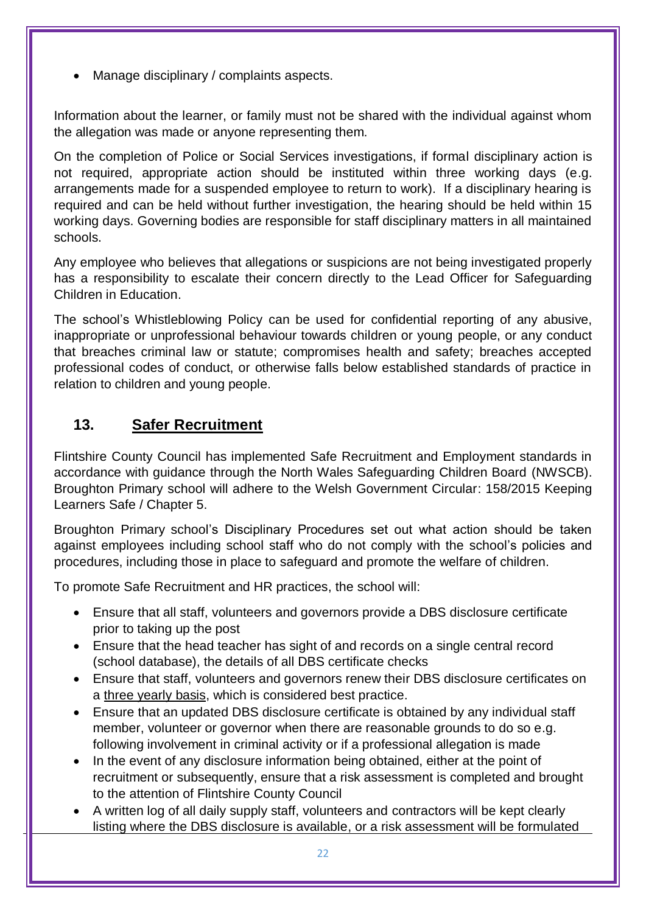- Manage disciplinary / complaints aspects.

Information about the learner, or family must not be shared with the individual against whom the allegation was made or anyone representing them.

On the completion of Police or Social Services investigations, if formal disciplinary action is not required, appropriate action should be instituted within three working days (e.g. arrangements made for a suspended employee to return to work). If a disciplinary hearing is required and can be held without further investigation, the hearing should be held within 15 working days. Governing bodies are responsible for staff disciplinary matters in all maintained schools.

Any employee who believes that allegations or suspicions are not being investigated properly has a responsibility to escalate their concern directly to the Lead Officer for Safeguarding Children in Education.

The school's Whistleblowing Policy can be used for confidential reporting of any abusive, inappropriate or unprofessional behaviour towards children or young people, or any conduct that breaches criminal law or statute; compromises health and safety; breaches accepted professional codes of conduct, or otherwise falls below established standards of practice in relation to children and young people.

## 13. Safer Recruitment

Flintshire County Council has implemented Safe Recruitment and Employment standards in accordance with guidance through the North Wales Safeguarding Children Board (NWSCB). Broughton Primary school will adhere to the Welsh Government Circular: 158/2015 Keeping Learners Safe / Chapter 5.

Broughton Primary school's Disciplinary Procedures set out what action should be taken against employees including school staff who do not comply with the school's policies and procedures, including those in place to safeguard and promote the welfare of children.

To promote Safe Recruitment and HR practices, the school will:

- Ensure that all staff, volunteers and governors provide a DBS disclosure certificate prior to taking up the post
- Ensure that the head teacher has sight of and records on a single central record (school database), the details of all DBS certificate checks
- Ensure that staff, volunteers and governors renew their DBS disclosure certificates on a three yearly basis, which is considered best practice.
- Ensure that an updated DBS disclosure certificate is obtained by any individual staff member, volunteer or governor when there are reasonable grounds to do so e.g. following involvement in criminal activity or if a professional allegation is made
- In the event of any disclosure information being obtained, either at the point of recruitment or subsequently, ensure that a risk assessment is completed and brought to the attention of Flintshire County Council
- A written log of all daily supply staff, volunteers and contractors will be kept clearly listing where the DBS disclosure is available, or a risk assessment will be formulated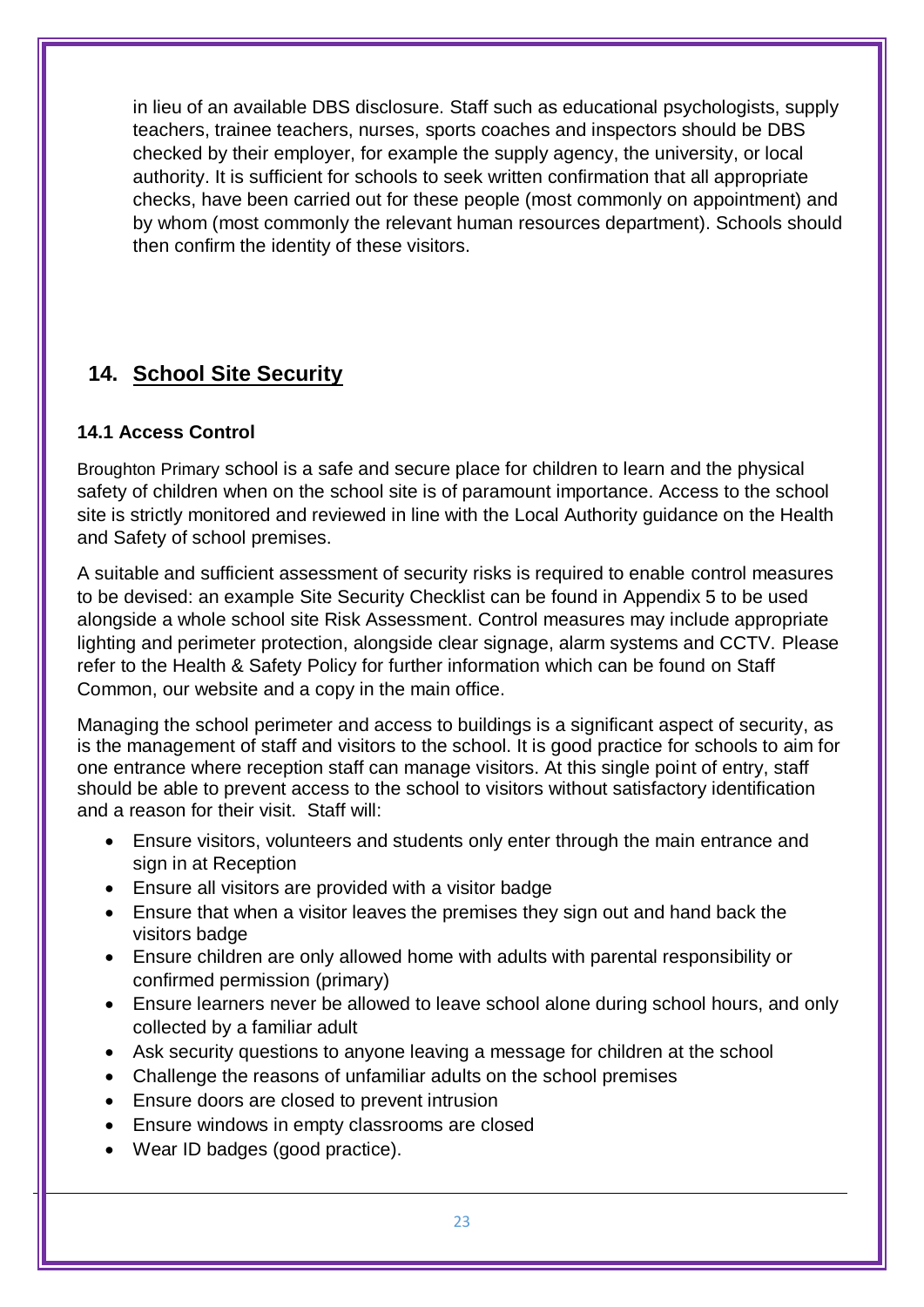in lieu of an available DBS disclosure. Staff such as educational psychologists, supply teachers, trainee teachers, nurses, sports coaches and inspectors should be DBS checked by their employer, for example the supply agency, the university, or local authority. It is sufficient for schools to seek written confirmation that all appropriate checks, have been carried out for these people (most commonly on appointment) and by whom (most commonly the relevant human resources department). Schools should then confirm the identity of these visitors.

## 14. School Site Security

### 14.1 Access Control

Broughton Primary school is a safe and secure place for children to learn and the physical safety of children when on the school site is of paramount importance. Access to the school site is strictly monitored and reviewed in line with the Local Authority guidance on the Health and Safety of school premises.

A suitable and sufficient assessment of security risks is required to enable control measures to be devised: an example Site Security Checklist can be found in Appendix 5 to be used alongside a whole school site Risk Assessment. Control measures may include appropriate lighting and perimeter protection, alongside clear signage, alarm systems and CCTV. Please refer to the Health & Safety Policy for further information which can be found on Staff Common, our website and a copy in the main office.

Managing the school perimeter and access to buildings is a significant aspect of security, as is the management of staff and visitors to the school. It is good practice for schools to aim for one entrance where reception staff can manage visitors. At this single point of entry, staff should be able to prevent access to the school to visitors without satisfactory identification and a reason for their visit. Staff will:

- Ensure visitors, volunteers and students only enter through the main entrance and sign in at Reception
- Ensure all visitors are provided with a visitor badge
- Ensure that when a visitor leaves the premises they sign out and hand back the visitors badge
- Ensure children are only allowed home with adults with parental responsibility or confirmed permission (primary)
- Ensure learners never be allowed to leave school alone during school hours, and only collected by a familiar adult
- Ask security questions to anyone leaving a message for children at the school
- Challenge the reasons of unfamiliar adults on the school premises
- Ensure doors are closed to prevent intrusion
- Ensure windows in empty classrooms are closed
- Wear ID badges (good practice).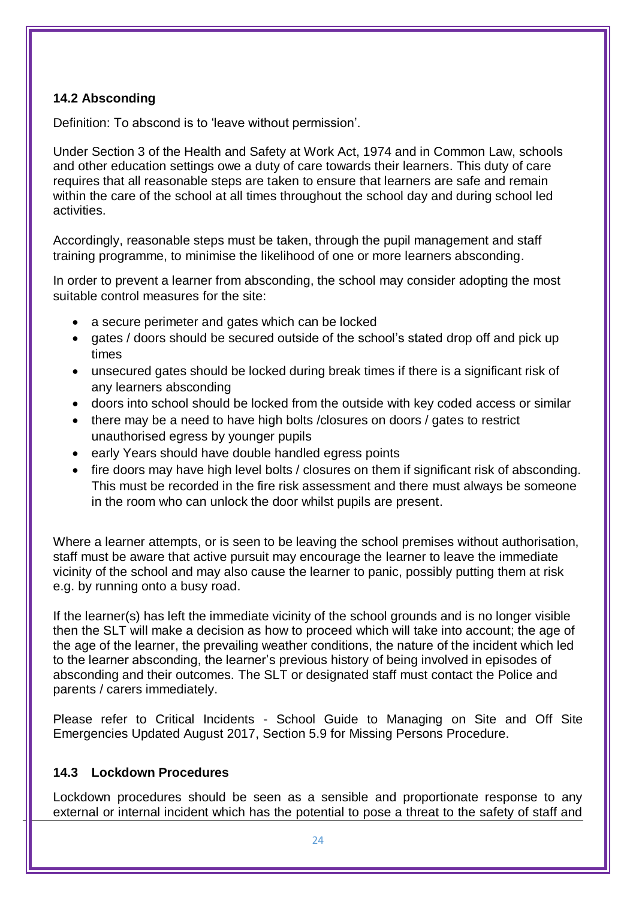### 14.2 Absconding

Definition: To abscond is to 'leave without permission'.

Under Section 3 of the Health and Safety at Work Act, 1974 and in Common Law, schools and other education settings owe a duty of care towards their learners. This duty of care requires that all reasonable steps are taken to ensure that learners are safe and remain within the care of the school at all times throughout the school day and during school led activities.

Accordingly, reasonable steps must be taken, through the pupil management and staff training programme, to minimise the likelihood of one or more learners absconding.

In order to prevent a learner from absconding, the school may consider adopting the most suitable control measures for the site:

- a secure perimeter and gates which can be locked
- gates / doors should be secured outside of the school's stated drop off and pick up times
- unsecured gates should be locked during break times if there is a significant risk of any learners absconding
- doors into school should be locked from the outside with key coded access or similar
- there may be a need to have high bolts /closures on doors / gates to restrict unauthorised egress by younger pupils
- early Years should have double handled egress points
- fire doors may have high level bolts / closures on them if significant risk of absconding. This must be recorded in the fire risk assessment and there must always be someone in the room who can unlock the door whilst pupils are present.

Where a learner attempts, or is seen to be leaving the school premises without authorisation, staff must be aware that active pursuit may encourage the learner to leave the immediate vicinity of the school and may also cause the learner to panic, possibly putting them at risk e.g. by running onto a busy road.

If the learner(s) has left the immediate vicinity of the school grounds and is no longer visible then the SLT will make a decision as how to proceed which will take into account; the age of the age of the learner, the prevailing weather conditions, the nature of the incident which led to the learner absconding, the learner's previous history of being involved in episodes of absconding and their outcomes. The SLT or designated staff must contact the Police and parents / carers immediately.

Please refer to Critical Incidents - School Guide to Managing on Site and Off Site Emergencies Updated August 2017, Section 5.9 for Missing Persons Procedure.

### 14.3 Lockdown Procedures

Lockdown procedures should be seen as a sensible and proportionate response to any external or internal incident which has the potential to pose a threat to the safety of staff and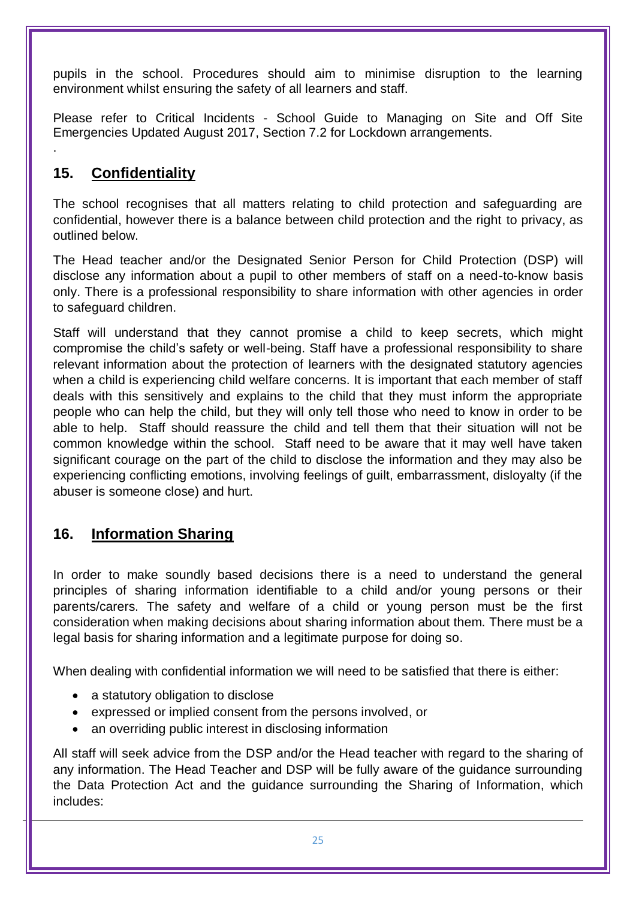pupils in the school. Procedures should aim to minimise disruption to the learning environment whilst ensuring the safety of all learners and staff.

Please refer to Critical Incidents - School Guide to Managing on Site and Off Site Emergencies Updated August 2017, Section 7.2 for Lockdown arrangements.

.

## 15. Confidentiality

The school recognises that all matters relating to child protection and safeguarding are confidential, however there is a balance between child protection and the right to privacy, as outlined below.

The Head teacher and/or the Designated Senior Person for Child Protection (DSP) will disclose any information about a pupil to other members of staff on a need-to-know basis only. There is a professional responsibility to share information with other agencies in order to safeguard children.

Staff will understand that they cannot promise a child to keep secrets, which might compromise the child's safety or well-being. Staff have a professional responsibility to share relevant information about the protection of learners with the designated statutory agencies when a child is experiencing child welfare concerns. It is important that each member of staff deals with this sensitively and explains to the child that they must inform the appropriate people who can help the child, but they will only tell those who need to know in order to be able to help. Staff should reassure the child and tell them that their situation will not be common knowledge within the school. Staff need to be aware that it may well have taken significant courage on the part of the child to disclose the information and they may also be experiencing conflicting emotions, involving feelings of guilt, embarrassment, disloyalty (if the abuser is someone close) and hurt.

## 16. Information Sharing

In order to make soundly based decisions there is a need to understand the general principles of sharing information identifiable to a child and/or young persons or their parents/carers. The safety and welfare of a child or young person must be the first consideration when making decisions about sharing information about them. There must be a legal basis for sharing information and a legitimate purpose for doing so.

When dealing with confidential information we will need to be satisfied that there is either:

- a statutory obligation to disclose
- expressed or implied consent from the persons involved, or
- an overriding public interest in disclosing information

All staff will seek advice from the DSP and/or the Head teacher with regard to the sharing of any information. The Head Teacher and DSP will be fully aware of the guidance surrounding the Data Protection Act and the guidance surrounding the Sharing of Information, which includes: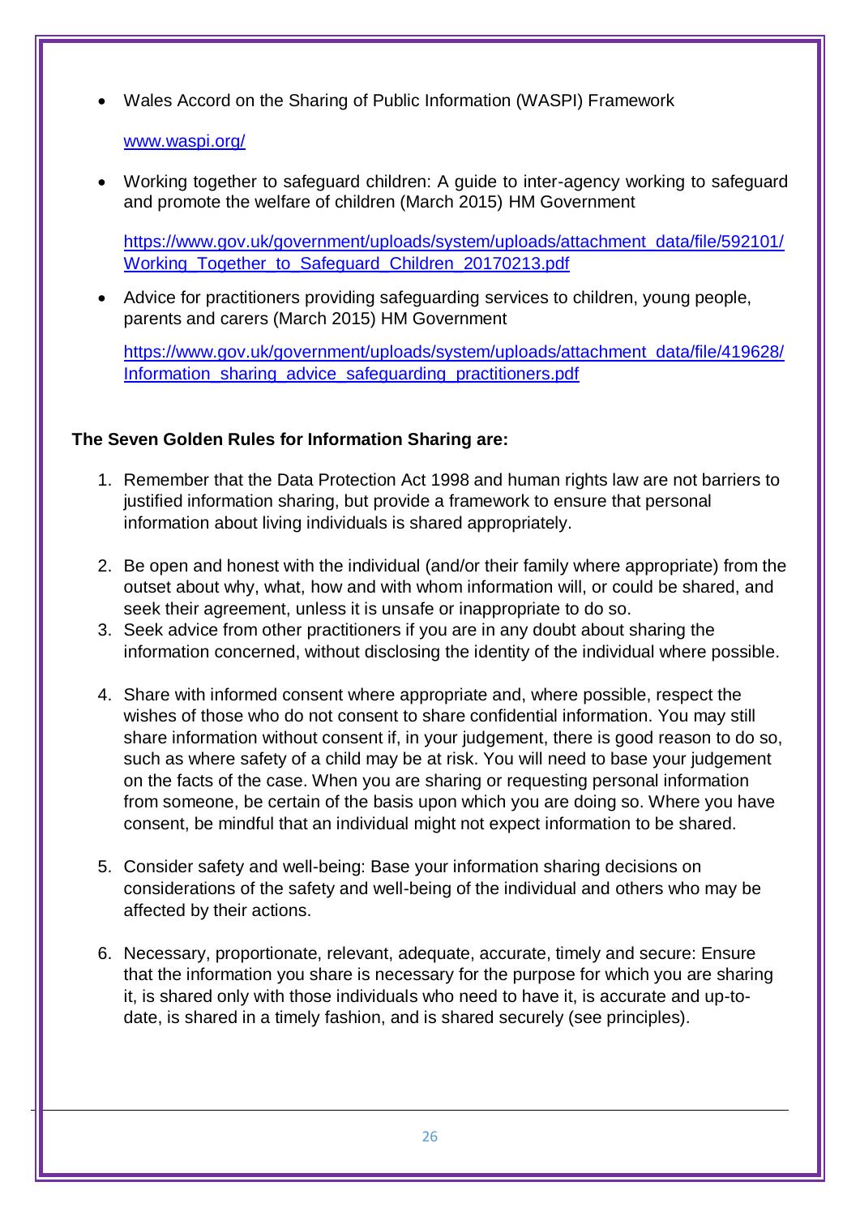- Wales Accord on the Sharing of Public Information (WASPI) Framework

  www.waspi.org/

- Working together to safeguard children: A guide to inter-agency working to safeguard and promote the welfare of children (March 2015) HM Government

  https://www.gov.uk/government/uploads/system/uploads/attachment_data/file/592101/Working_Together_to_Safeguard_Children_20170213.pdf

- Advice for practitioners providing safeguarding services to children, young people, parents and carers (March 2015) HM Government

  https://www.gov.uk/government/uploads/system/uploads/attachment_data/file/419628/Information_sharing_advice_safeguarding_practitioners.pdf

**The Seven Golden Rules for Information Sharing are:**

1. Remember that the Data Protection Act 1998 and human rights law are not barriers to justified information sharing, but provide a framework to ensure that personal information about living individuals is shared appropriately.
2. Be open and honest with the individual (and/or their family where appropriate) from the outset about why, what, how and with whom information will, or could be shared, and seek their agreement, unless it is unsafe or inappropriate to do so.
3. Seek advice from other practitioners if you are in any doubt about sharing the information concerned, without disclosing the identity of the individual where possible.
4. Share with informed consent where appropriate and, where possible, respect the wishes of those who do not consent to share confidential information. You may still share information without consent if, in your judgement, there is good reason to do so, such as where safety of a child may be at risk. You will need to base your judgement on the facts of the case. When you are sharing or requesting personal information from someone, be certain of the basis upon which you are doing so. Where you have consent, be mindful that an individual might not expect information to be shared.
5. Consider safety and well-being: Base your information sharing decisions on considerations of the safety and well-being of the individual and others who may be affected by their actions.
6. Necessary, proportionate, relevant, adequate, accurate, timely and secure: Ensure that the information you share is necessary for the purpose for which you are sharing it, is shared only with those individuals who need to have it, is accurate and up-to-date, is shared in a timely fashion, and is shared securely (see principles).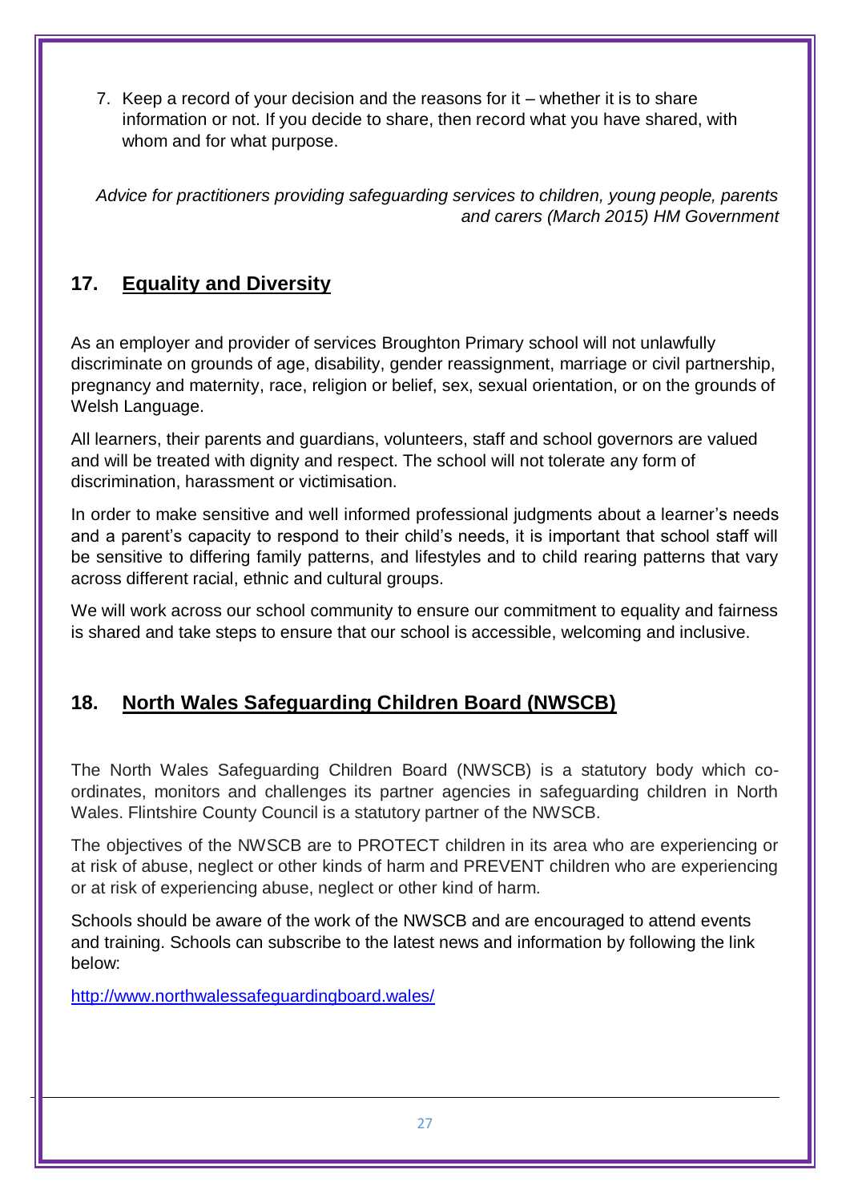7. Keep a record of your decision and the reasons for it – whether it is to share information or not. If you decide to share, then record what you have shared, with whom and for what purpose.

*Advice for practitioners providing safeguarding services to children, young people, parents and carers (March 2015) HM Government*

## 17. Equality and Diversity

As an employer and provider of services Broughton Primary school will not unlawfully discriminate on grounds of age, disability, gender reassignment, marriage or civil partnership, pregnancy and maternity, race, religion or belief, sex, sexual orientation, or on the grounds of Welsh Language.

All learners, their parents and guardians, volunteers, staff and school governors are valued and will be treated with dignity and respect. The school will not tolerate any form of discrimination, harassment or victimisation.

In order to make sensitive and well informed professional judgments about a learner's needs and a parent's capacity to respond to their child's needs, it is important that school staff will be sensitive to differing family patterns, and lifestyles and to child rearing patterns that vary across different racial, ethnic and cultural groups.

We will work across our school community to ensure our commitment to equality and fairness is shared and take steps to ensure that our school is accessible, welcoming and inclusive.

## 18. North Wales Safeguarding Children Board (NWSCB)

The North Wales Safeguarding Children Board (NWSCB) is a statutory body which co-ordinates, monitors and challenges its partner agencies in safeguarding children in North Wales. Flintshire County Council is a statutory partner of the NWSCB.

The objectives of the NWSCB are to PROTECT children in its area who are experiencing or at risk of abuse, neglect or other kinds of harm and PREVENT children who are experiencing or at risk of experiencing abuse, neglect or other kind of harm.

Schools should be aware of the work of the NWSCB and are encouraged to attend events and training. Schools can subscribe to the latest news and information by following the link below:

http://www.northwalessafeguardingboard.wales/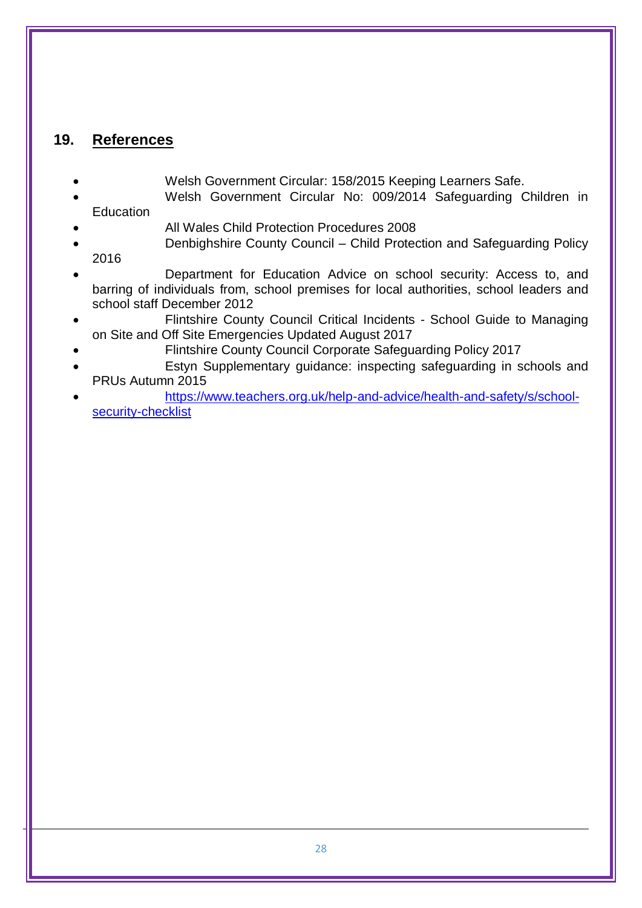## 19. References

- Welsh Government Circular: 158/2015 Keeping Learners Safe.
- Welsh Government Circular No: 009/2014 Safeguarding Children in Education
- All Wales Child Protection Procedures 2008
- Denbighshire County Council – Child Protection and Safeguarding Policy 2016
- Department for Education Advice on school security: Access to, and barring of individuals from, school premises for local authorities, school leaders and school staff December 2012
- Flintshire County Council Critical Incidents - School Guide to Managing on Site and Off Site Emergencies Updated August 2017
- Flintshire County Council Corporate Safeguarding Policy 2017
- Estyn Supplementary guidance: inspecting safeguarding in schools and PRUs Autumn 2015
- https://www.teachers.org.uk/help-and-advice/health-and-safety/s/school-security-checklist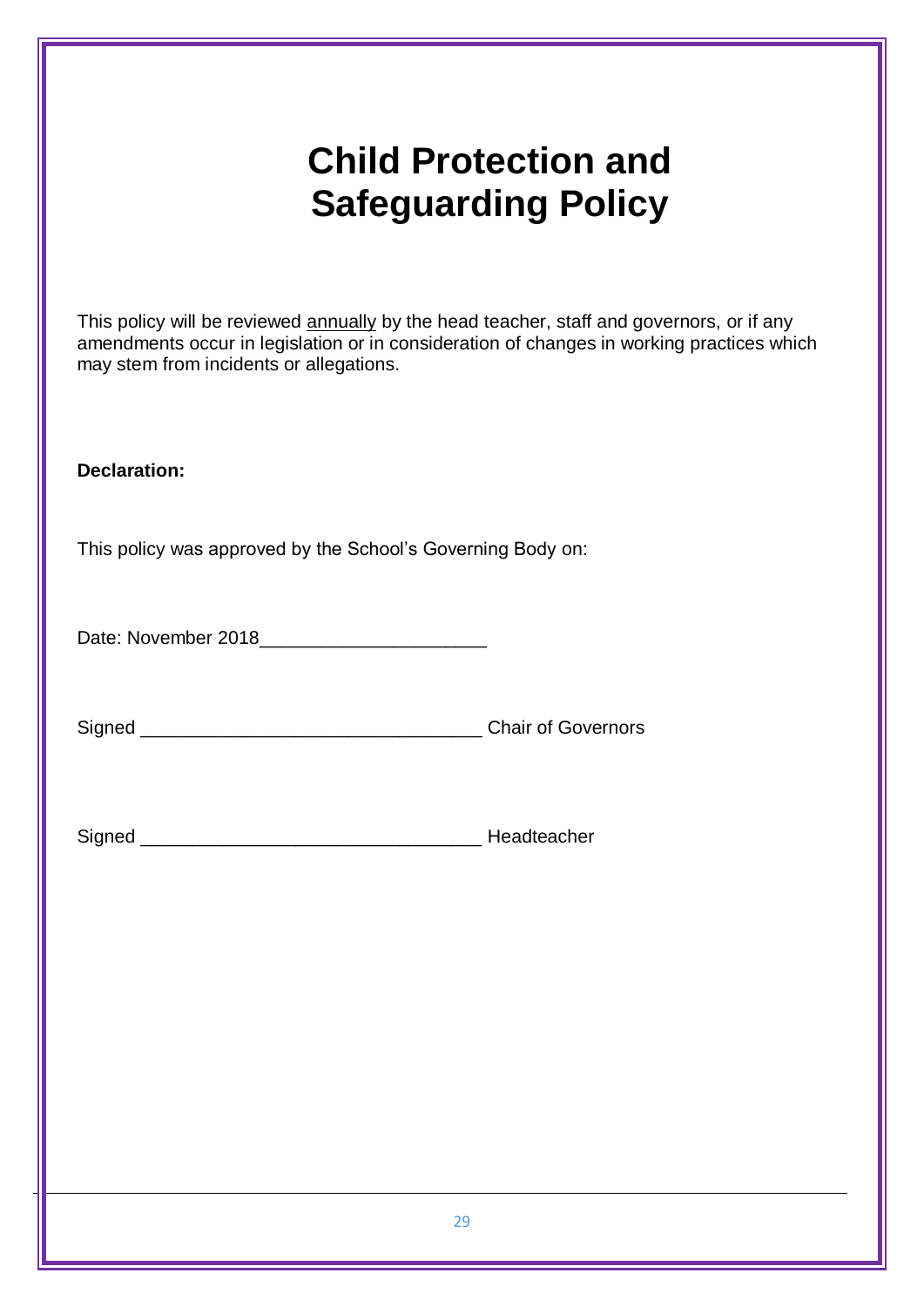# Child Protection and Safeguarding Policy

This policy will be reviewed <u>annually</u> by the head teacher, staff and governors, or if any amendments occur in legislation or in consideration of changes in working practices which may stem from incidents or allegations.

**Declaration:**

This policy was approved by the School's Governing Body on:

Date: November 2018______________________

Signed ________________________________ Chair of Governors

Signed ________________________________ Headteacher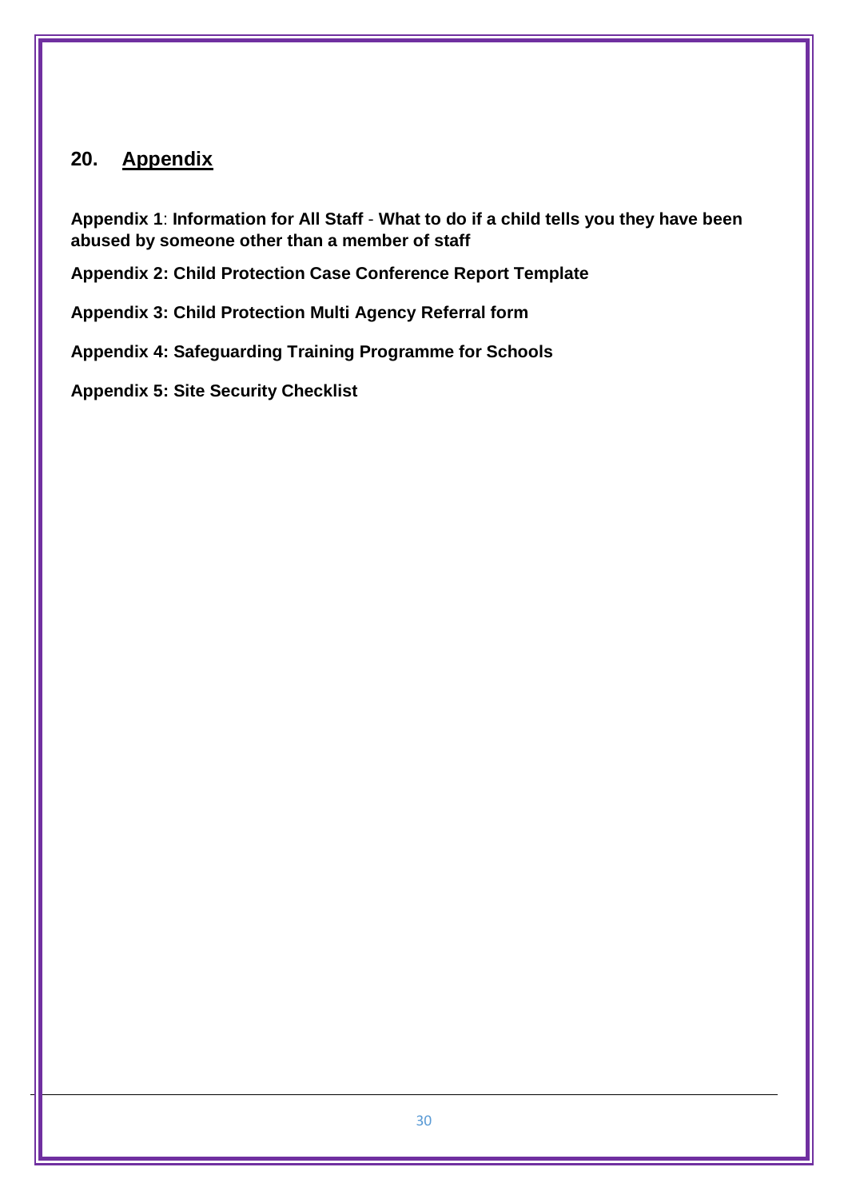## 20. Appendix

**Appendix 1**: **Information for All Staff** - **What to do if a child tells you they have been abused by someone other than a member of staff**

**Appendix 2: Child Protection Case Conference Report Template**

**Appendix 3: Child Protection Multi Agency Referral form**

**Appendix 4: Safeguarding Training Programme for Schools**

**Appendix 5: Site Security Checklist**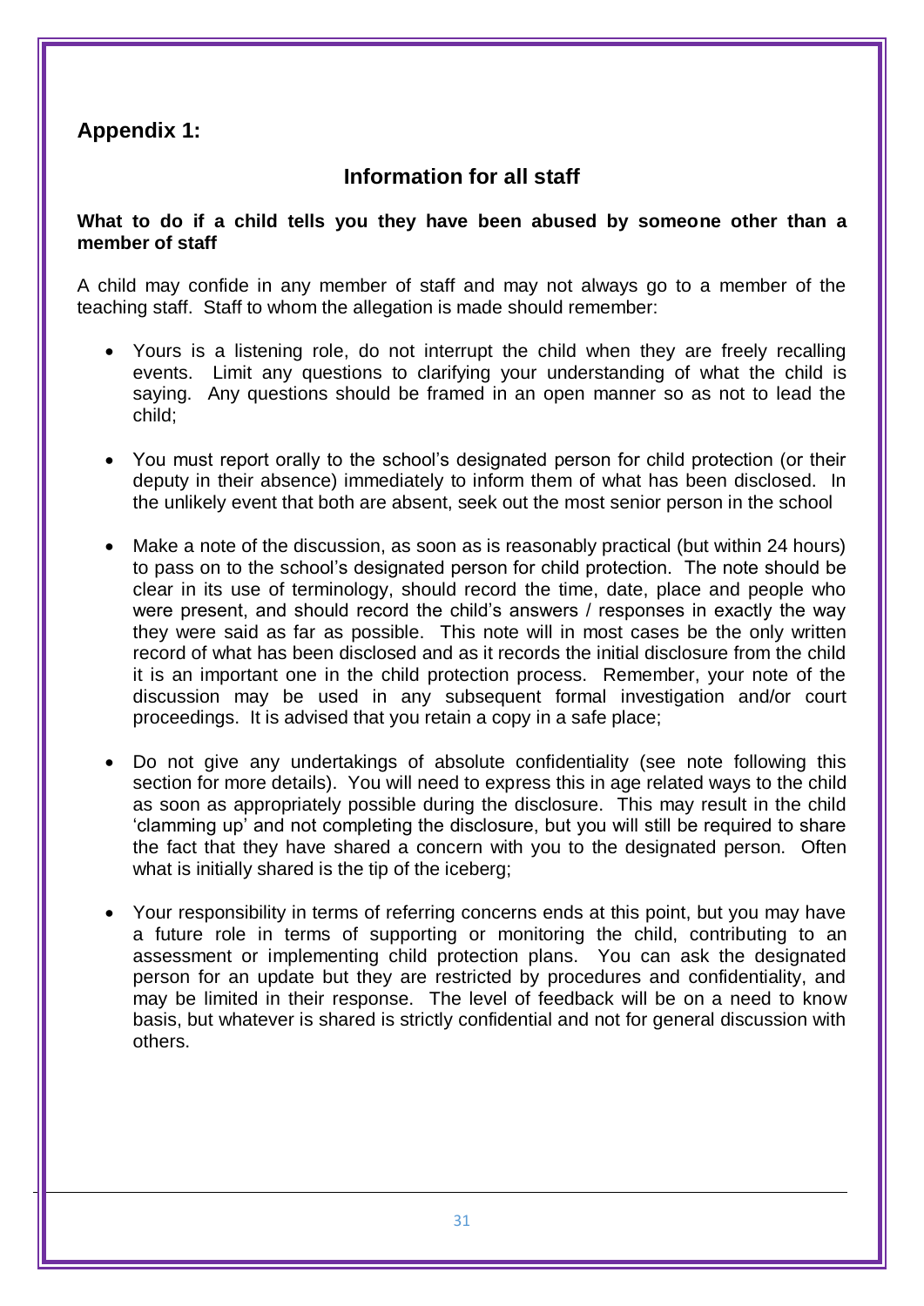## Appendix 1:

### Information for all staff

**What to do if a child tells you they have been abused by someone other than a member of staff**

A child may confide in any member of staff and may not always go to a member of the teaching staff. Staff to whom the allegation is made should remember:

- Yours is a listening role, do not interrupt the child when they are freely recalling events. Limit any questions to clarifying your understanding of what the child is saying. Any questions should be framed in an open manner so as not to lead the child;

- You must report orally to the school's designated person for child protection (or their deputy in their absence) immediately to inform them of what has been disclosed. In the unlikely event that both are absent, seek out the most senior person in the school

- Make a note of the discussion, as soon as is reasonably practical (but within 24 hours) to pass on to the school's designated person for child protection. The note should be clear in its use of terminology, should record the time, date, place and people who were present, and should record the child's answers / responses in exactly the way they were said as far as possible. This note will in most cases be the only written record of what has been disclosed and as it records the initial disclosure from the child it is an important one in the child protection process. Remember, your note of the discussion may be used in any subsequent formal investigation and/or court proceedings. It is advised that you retain a copy in a safe place;

- Do not give any undertakings of absolute confidentiality (see note following this section for more details). You will need to express this in age related ways to the child as soon as appropriately possible during the disclosure. This may result in the child 'clamming up' and not completing the disclosure, but you will still be required to share the fact that they have shared a concern with you to the designated person. Often what is initially shared is the tip of the iceberg;

- Your responsibility in terms of referring concerns ends at this point, but you may have a future role in terms of supporting or monitoring the child, contributing to an assessment or implementing child protection plans. You can ask the designated person for an update but they are restricted by procedures and confidentiality, and may be limited in their response. The level of feedback will be on a need to know basis, but whatever is shared is strictly confidential and not for general discussion with others.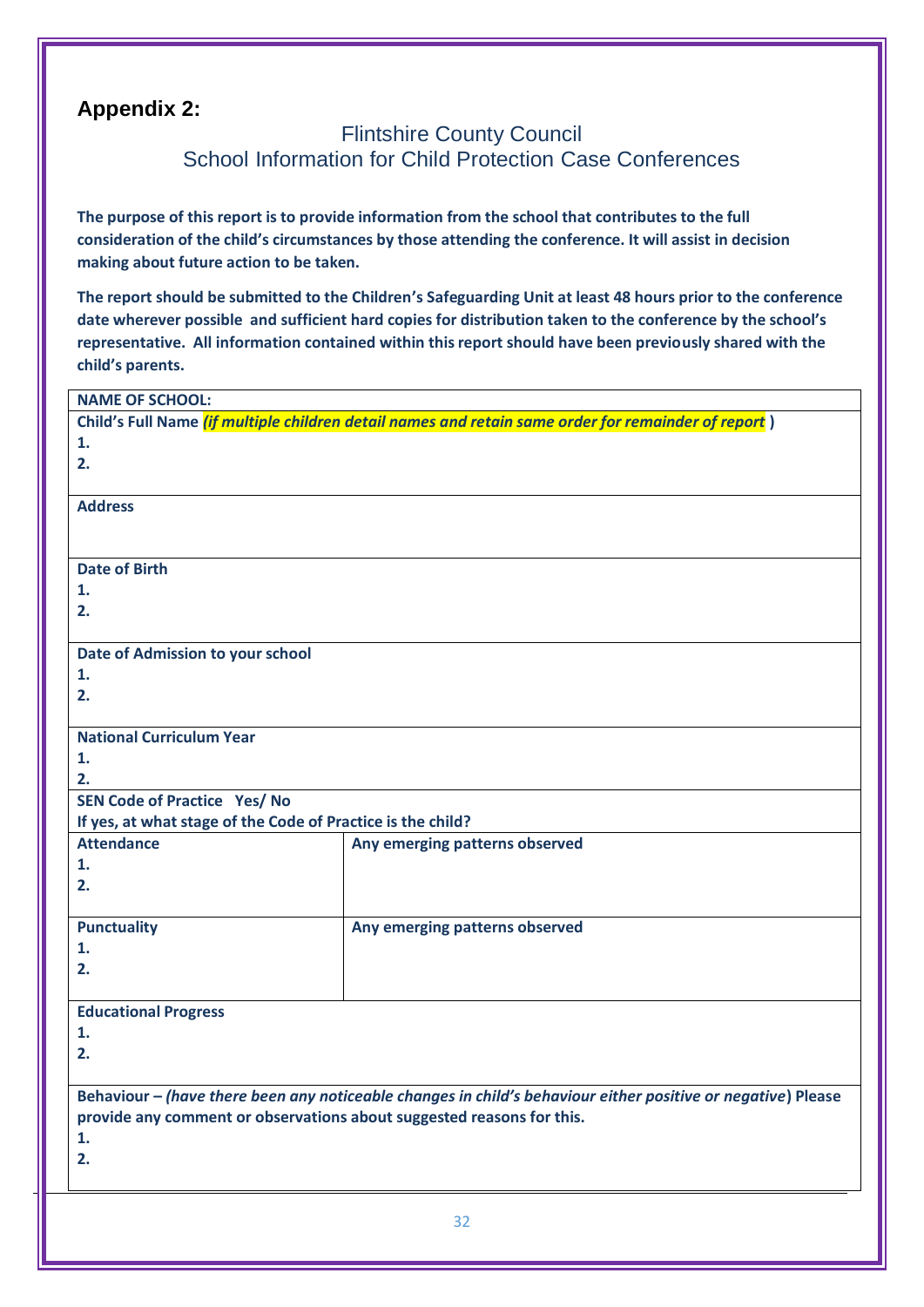## Appendix 2:

### Flintshire County Council
### School Information for Child Protection Case Conferences

**The purpose of this report is to provide information from the school that contributes to the full consideration of the child's circumstances by those attending the conference. It will assist in decision making about future action to be taken.**

**The report should be submitted to the Children's Safeguarding Unit at least 48 hours prior to the conference date wherever possible and sufficient hard copies for distribution taken to the conference by the school's representative. All information contained within this report should have been previously shared with the child's parents.**

| | |
|---|---|
| **NAME OF SCHOOL:** | |
| **Child's Full Name** ***(if multiple children detail names and retain same order for remainder of report*** **)**<br>**1.**<br>**2.** | |
| **Address** | |
| **Date of Birth**<br>**1.**<br>**2.** | |
| **Date of Admission to your school**<br>**1.**<br>**2.** | |
| **National Curriculum Year**<br>**1.**<br>**2.** | |
| **SEN Code of Practice Yes/ No**<br>**If yes, at what stage of the Code of Practice is the child?** | |
| **Attendance**<br>**1.**<br>**2.** | **Any emerging patterns observed** |
| **Punctuality**<br>**1.**<br>**2.** | **Any emerging patterns observed** |
| **Educational Progress**<br>**1.**<br>**2.** | |
| **Behaviour –** ***(have there been any noticeable changes in child's behaviour either positive or negative*****) Please provide any comment or observations about suggested reasons for this.**<br>**1.**<br>**2.** | |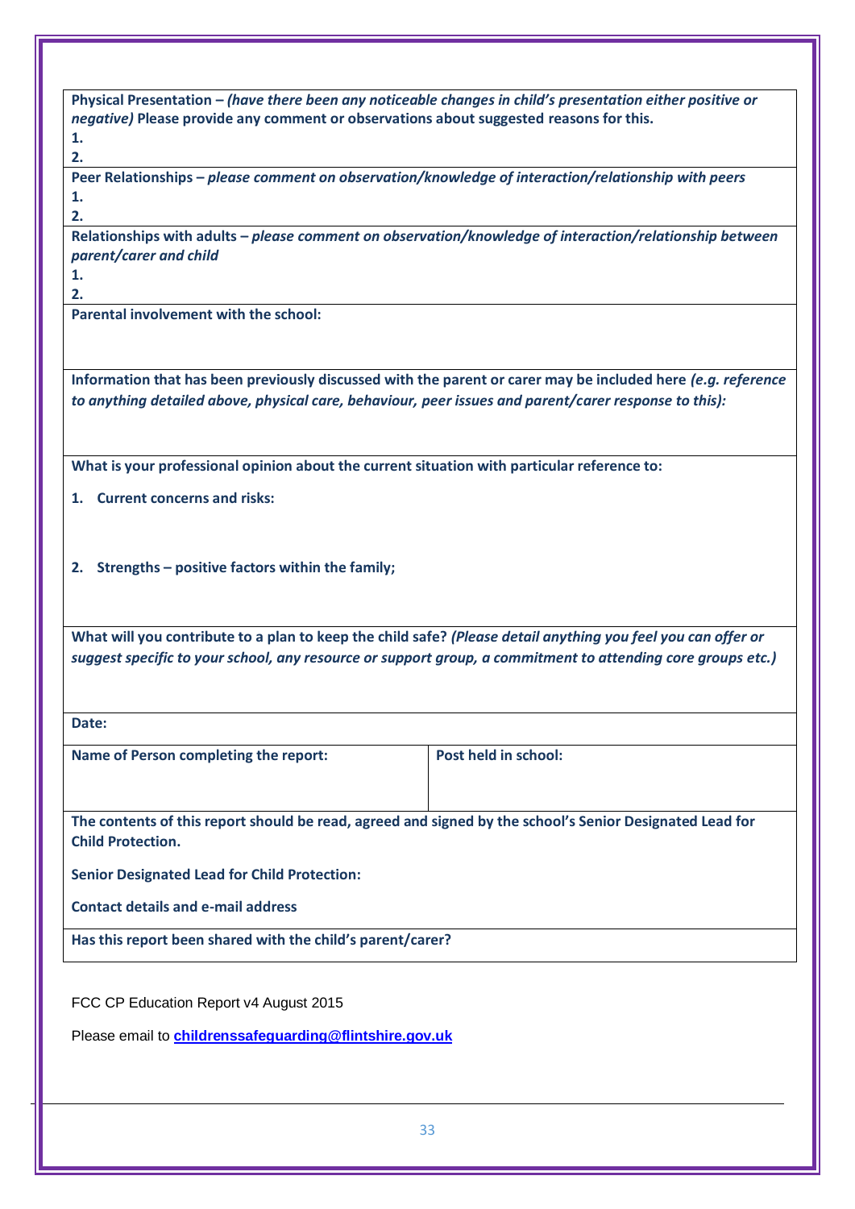**Physical Presentation –** ***(have there been any noticeable changes in child's presentation either positive or negative)*** **Please provide any comment or observations about suggested reasons for this.**
**1.**
**2.**

**Peer Relationships –** ***please comment on observation/knowledge of interaction/relationship with peers***
**1.**
**2.**

**Relationships with adults –** ***please comment on observation/knowledge of interaction/relationship between parent/carer and child***
**1.**
**2.**

**Parental involvement with the school:**

**Information that has been previously discussed with the parent or carer may be included here** ***(e.g. reference to anything detailed above, physical care, behaviour, peer issues and parent/carer response to this):***

**What is your professional opinion about the current situation with particular reference to:**

1. **Current concerns and risks:**

2. **Strengths – positive factors within the family;**

**What will you contribute to a plan to keep the child safe?** ***(Please detail anything you feel you can offer or suggest specific to your school, any resource or support group, a commitment to attending core groups etc.)***

**Date:**

| **Name of Person completing the report:** | **Post held in school:** |
|---|---|
| | |

**The contents of this report should be read, agreed and signed by the school's Senior Designated Lead for Child Protection.**

**Senior Designated Lead for Child Protection:**

**Contact details and e-mail address**

**Has this report been shared with the child's parent/carer?**

FCC CP Education Report v4 August 2015

Please email to **childrenssafeguarding@flintshire.gov.uk**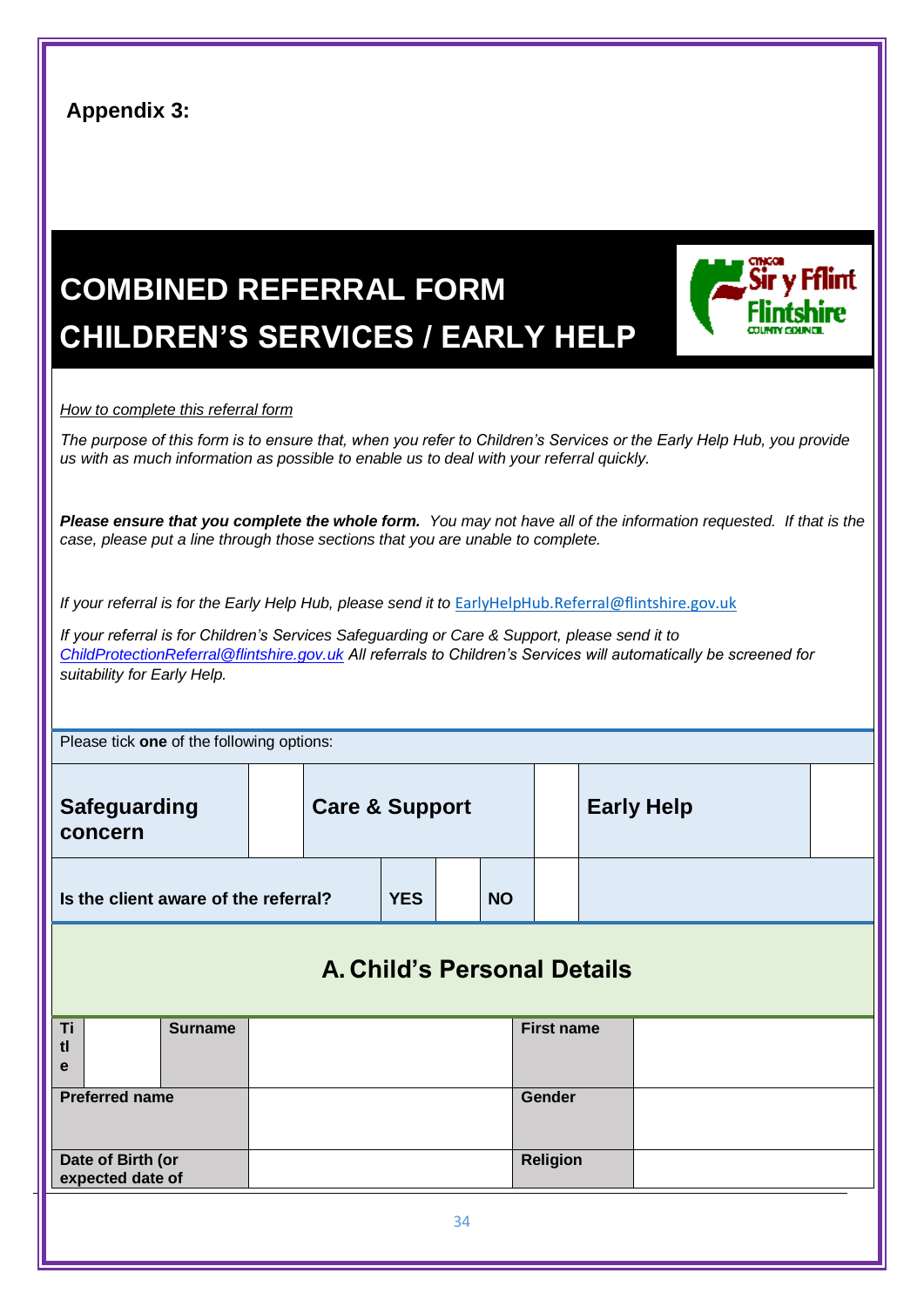**Appendix 3:**

# COMBINED REFERRAL FORM
# CHILDREN'S SERVICES / EARLY HELP

*How to complete this referral form*

*The purpose of this form is to ensure that, when you refer to Children's Services or the Early Help Hub, you provide us with as much information as possible to enable us to deal with your referral quickly.*

***Please ensure that you complete the whole form.*** *You may not have all of the information requested. If that is the case, please put a line through those sections that you are unable to complete.*

*If your referral is for the Early Help Hub, please send it to* EarlyHelpHub.Referral@flintshire.gov.uk

*If your referral is for Children's Services Safeguarding or Care & Support, please send it to ChildProtectionReferral@flintshire.gov.uk All referrals to Children's Services will automatically be screened for suitability for Early Help.*

Please tick **one** of the following options:

| **Safeguarding concern** | | **Care & Support** | | **Early Help** | |
|---|---|---|---|---|---|

| **Is the client aware of the referral?** | **YES** | | **NO** | | |
|---|---|---|---|---|---|

## A. Child's Personal Details

| **Title** | | **Surname** | | **First name** | |
|---|---|---|---|---|---|
| **Preferred name** | | | | **Gender** | |
| **Date of Birth (or expected date of** | | | | **Religion** | |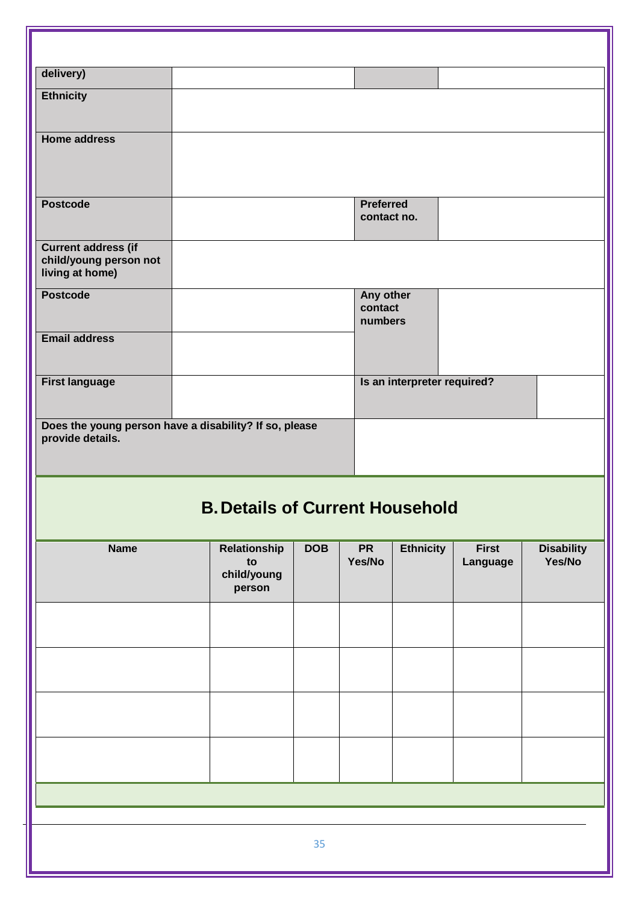| delivery) | | | |
|---|---|---|---|
| **Ethnicity** | | | |
| **Home address** | | | |
| **Postcode** | | **Preferred contact no.** | |
| **Current address (if child/young person not living at home)** | | | |
| **Postcode** | | **Any other contact numbers** | |
| **Email address** | | | |
| **First language** | | **Is an interpreter required?** | |
| **Does the young person have a disability? If so, please provide details.** | | | |

## B. Details of Current Household

| Name | Relationship to child/young person | DOB | PR Yes/No | Ethnicity | First Language | Disability Yes/No |
|---|---|---|---|---|---|---|
| | | | | | | |
| | | | | | | |
| | | | | | | |
| | | | | | | |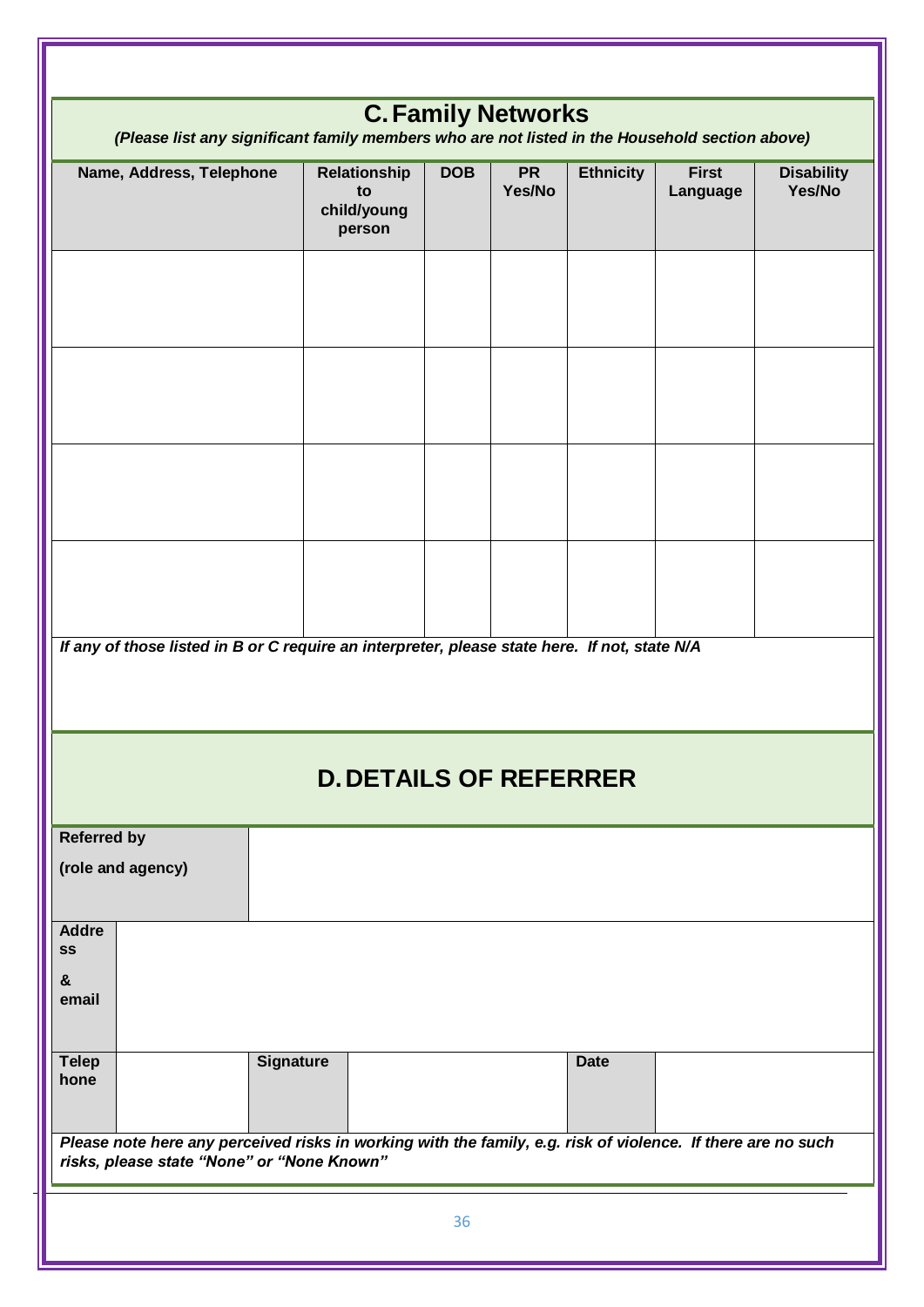## C. Family Networks

***(Please list any significant family members who are not listed in the Household section above)***

| Name, Address, Telephone | Relationship to child/young person | DOB | PR Yes/No | Ethnicity | First Language | Disability Yes/No |
|---|---|---|---|---|---|---|
| | | | | | | |
| | | | | | | |
| | | | | | | |
| | | | | | | |

***If any of those listed in B or C require an interpreter, please state here. If not, state N/A***

## D. DETAILS OF REFERRER

| | | | | | |
|---|---|---|---|---|---|
| **Referred by** (role and agency) | | | | | |
| **Address & email** | | | | | |
| **Telephone** | | **Signature** | | **Date** | |

***Please note here any perceived risks in working with the family, e.g. risk of violence. If there are no such risks, please state "None" or "None Known"***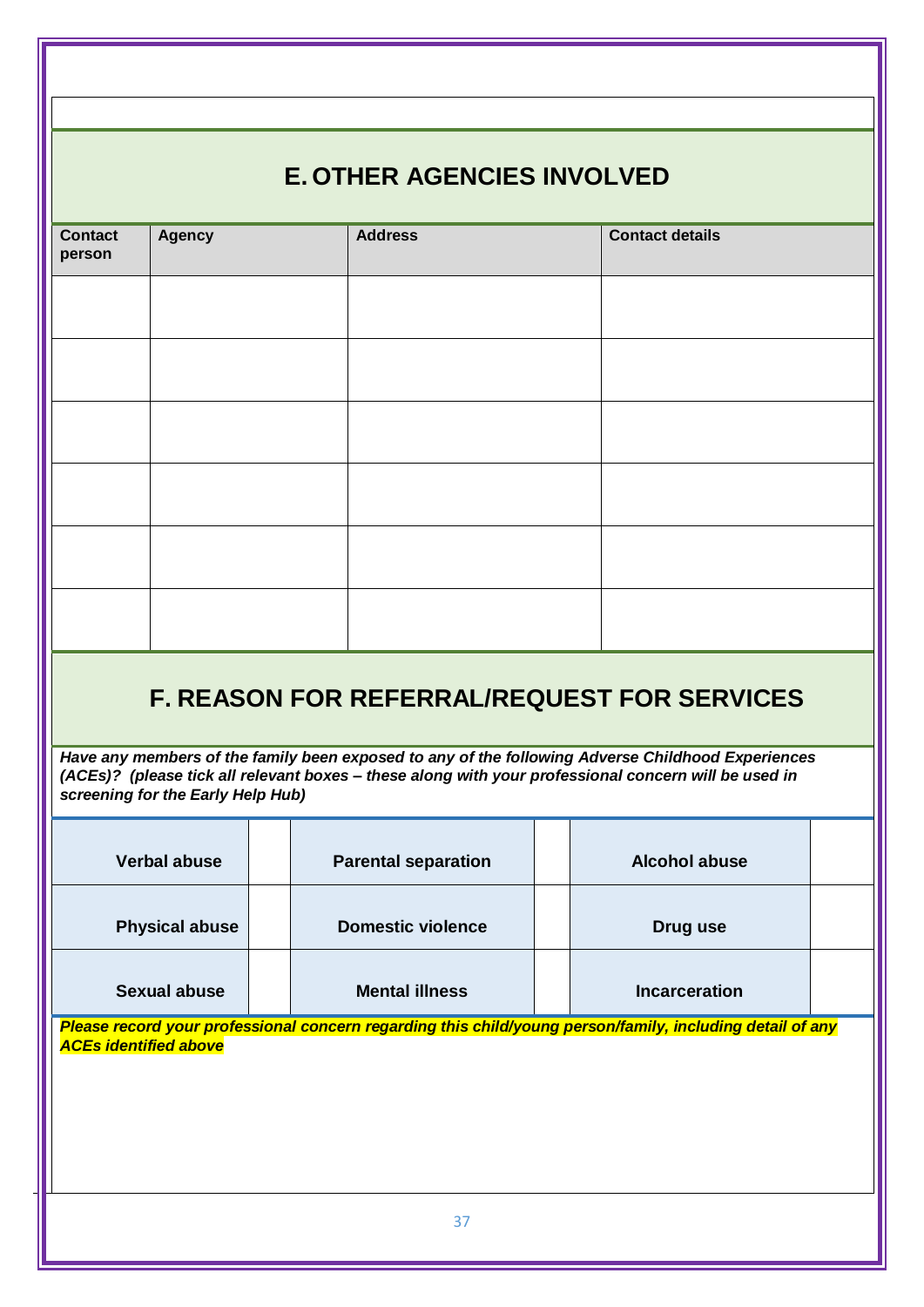## E. OTHER AGENCIES INVOLVED

| Contact person | Agency | Address | Contact details |
|---|---|---|---|
| | | | |
| | | | |
| | | | |
| | | | |
| | | | |
| | | | |

## F. REASON FOR REFERRAL/REQUEST FOR SERVICES

***Have any members of the family been exposed to any of the following Adverse Childhood Experiences (ACEs)? (please tick all relevant boxes – these along with your professional concern will be used in screening for the Early Help Hub)***

| Verbal abuse | | Parental separation | | Alcohol abuse | |
|---|---|---|---|---|---|
| **Physical abuse** | | **Domestic violence** | | **Drug use** | |
| **Sexual abuse** | | **Mental illness** | | **Incarceration** | |

***Please record your professional concern regarding this child/young person/family, including detail of any ACEs identified above***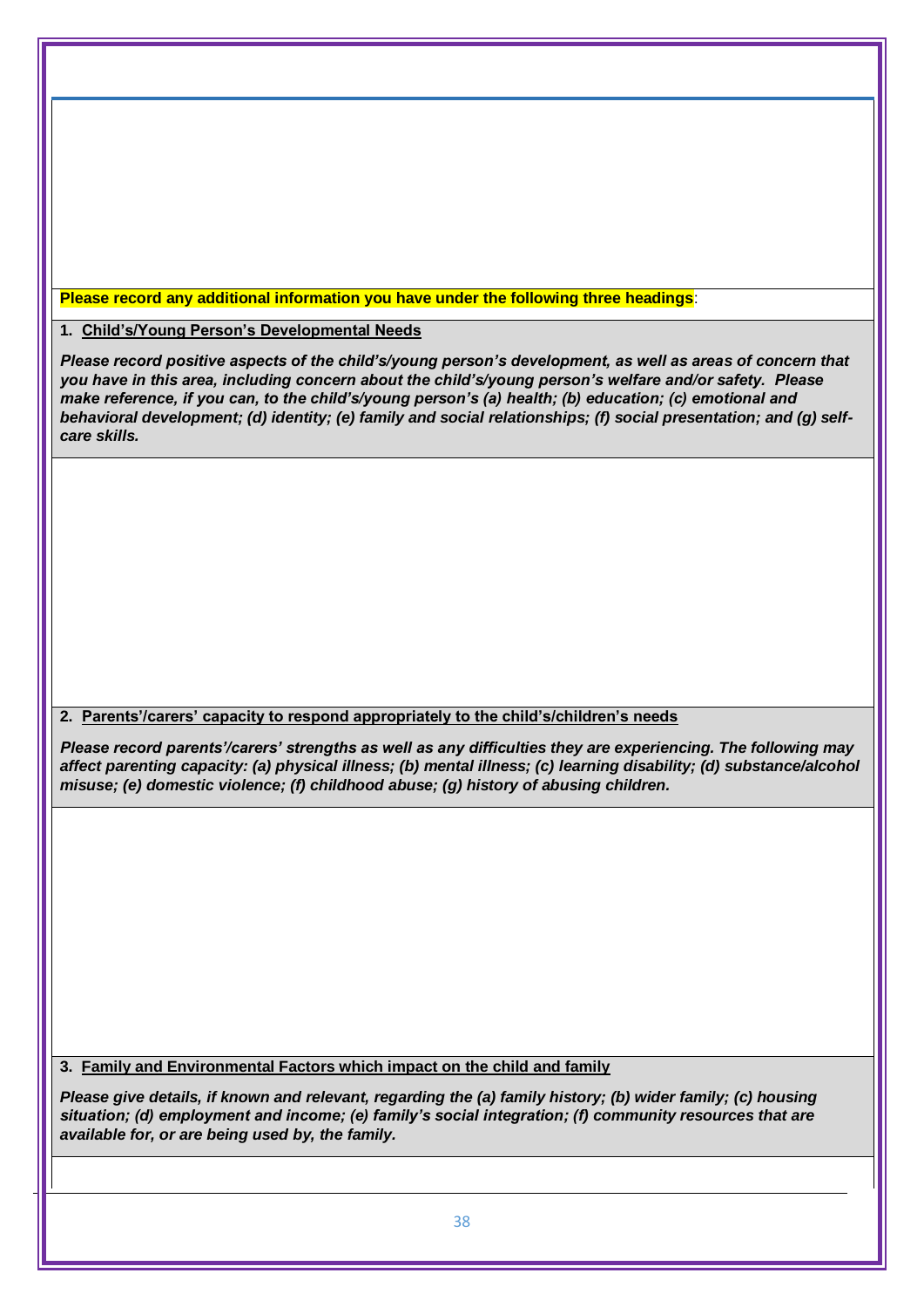**Please record any additional information you have under the following three headings**:

**1. Child's/Young Person's Developmental Needs**

***Please record positive aspects of the child's/young person's development, as well as areas of concern that you have in this area, including concern about the child's/young person's welfare and/or safety. Please make reference, if you can, to the child's/young person's (a) health; (b) education; (c) emotional and behavioral development; (d) identity; (e) family and social relationships; (f) social presentation; and (g) self-care skills.***

**2. Parents'/carers' capacity to respond appropriately to the child's/children's needs**

***Please record parents'/carers' strengths as well as any difficulties they are experiencing. The following may affect parenting capacity: (a) physical illness; (b) mental illness; (c) learning disability; (d) substance/alcohol misuse; (e) domestic violence; (f) childhood abuse; (g) history of abusing children.***

**3. Family and Environmental Factors which impact on the child and family**

***Please give details, if known and relevant, regarding the (a) family history; (b) wider family; (c) housing situation; (d) employment and income; (e) family's social integration; (f) community resources that are available for, or are being used by, the family.***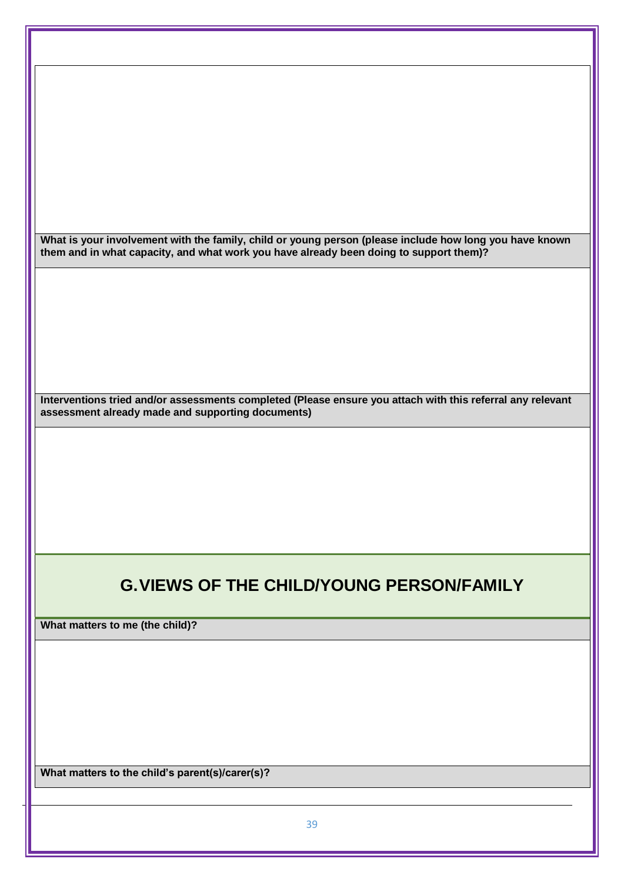**What is your involvement with the family, child or young person (please include how long you have known them and in what capacity, and what work you have already been doing to support them)?**

**Interventions tried and/or assessments completed (Please ensure you attach with this referral any relevant assessment already made and supporting documents)**

## G. VIEWS OF THE CHILD/YOUNG PERSON/FAMILY

**What matters to me (the child)?**

**What matters to the child's parent(s)/carer(s)?**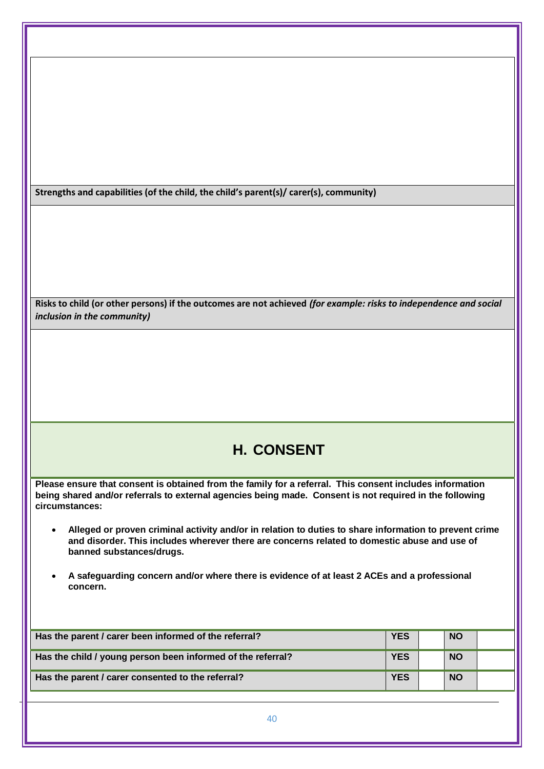**Strengths and capabilities (of the child, the child's parent(s)/ carer(s), community)**

**Risks to child (or other persons) if the outcomes are not achieved** ***(for example: risks to independence and social inclusion in the community)***

## H. CONSENT

**Please ensure that consent is obtained from the family for a referral. This consent includes information being shared and/or referrals to external agencies being made. Consent is not required in the following circumstances:**

- **Alleged or proven criminal activity and/or in relation to duties to share information to prevent crime and disorder. This includes wherever there are concerns related to domestic abuse and use of banned substances/drugs.**
- **A safeguarding concern and/or where there is evidence of at least 2 ACEs and a professional concern.**

| | | | | |
|---|---|---|---|---|
| **Has the parent / carer been informed of the referral?** | **YES** | | **NO** | |
| **Has the child / young person been informed of the referral?** | **YES** | | **NO** | |
| **Has the parent / carer consented to the referral?** | **YES** | | **NO** | |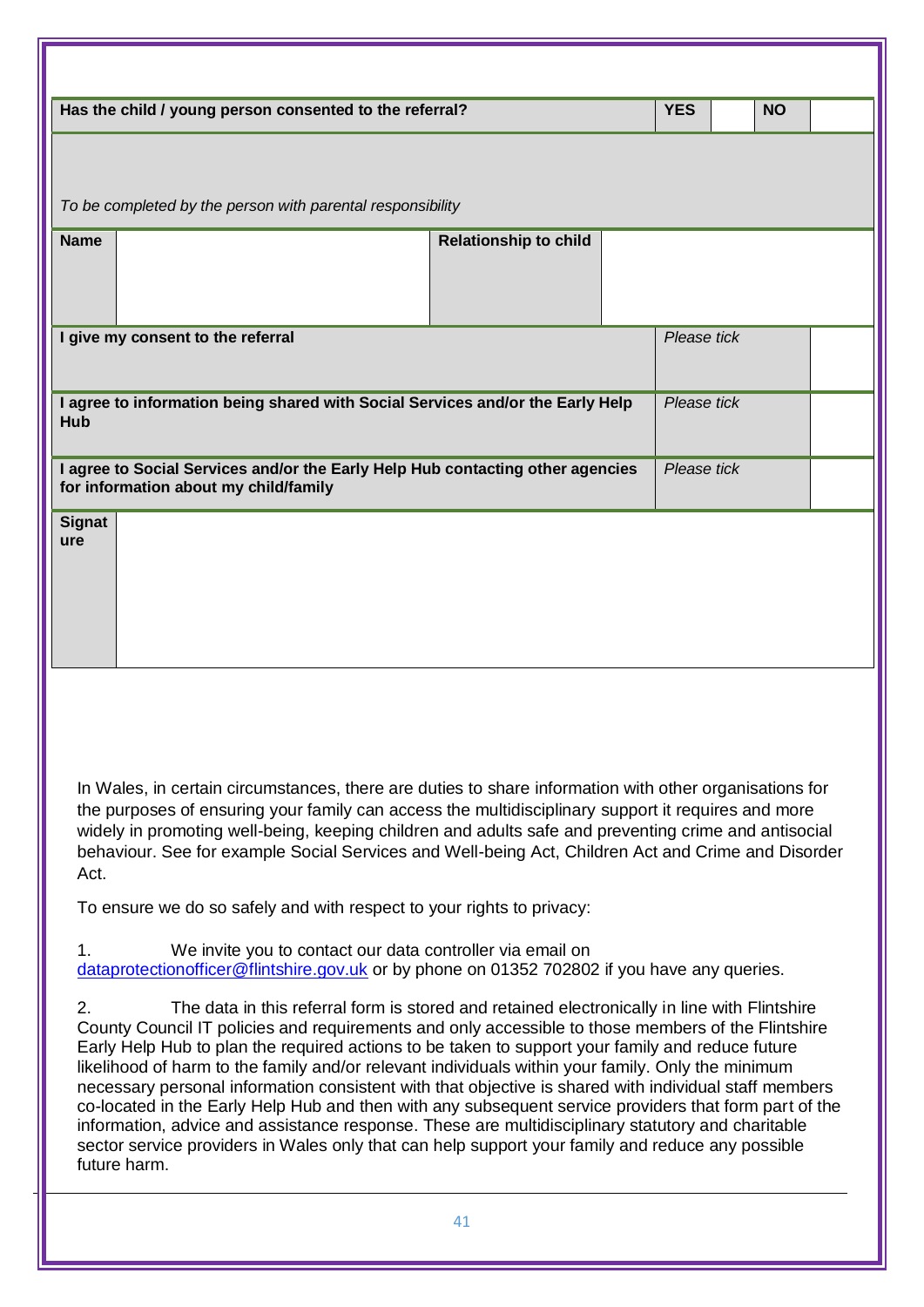| Has the child / young person consented to the referral? | YES | | NO | |
|---|---|---|---|---|

*To be completed by the person with parental responsibility*

| Name | | Relationship to child | |
|---|---|---|---|

| I give my consent to the referral | *Please tick* | |
|---|---|---|
| I agree to information being shared with Social Services and/or the Early Help Hub | *Please tick* | |
| I agree to Social Services and/or the Early Help Hub contacting other agencies for information about my child/family | *Please tick* | |

| Signature | |
|---|---|

In Wales, in certain circumstances, there are duties to share information with other organisations for the purposes of ensuring your family can access the multidisciplinary support it requires and more widely in promoting well-being, keeping children and adults safe and preventing crime and antisocial behaviour. See for example Social Services and Well-being Act, Children Act and Crime and Disorder Act.

To ensure we do so safely and with respect to your rights to privacy:

1. We invite you to contact our data controller via email on dataprotectionofficer@flintshire.gov.uk or by phone on 01352 702802 if you have any queries.

2. The data in this referral form is stored and retained electronically in line with Flintshire County Council IT policies and requirements and only accessible to those members of the Flintshire Early Help Hub to plan the required actions to be taken to support your family and reduce future likelihood of harm to the family and/or relevant individuals within your family. Only the minimum necessary personal information consistent with that objective is shared with individual staff members co-located in the Early Help Hub and then with any subsequent service providers that form part of the information, advice and assistance response. These are multidisciplinary statutory and charitable sector service providers in Wales only that can help support your family and reduce any possible future harm.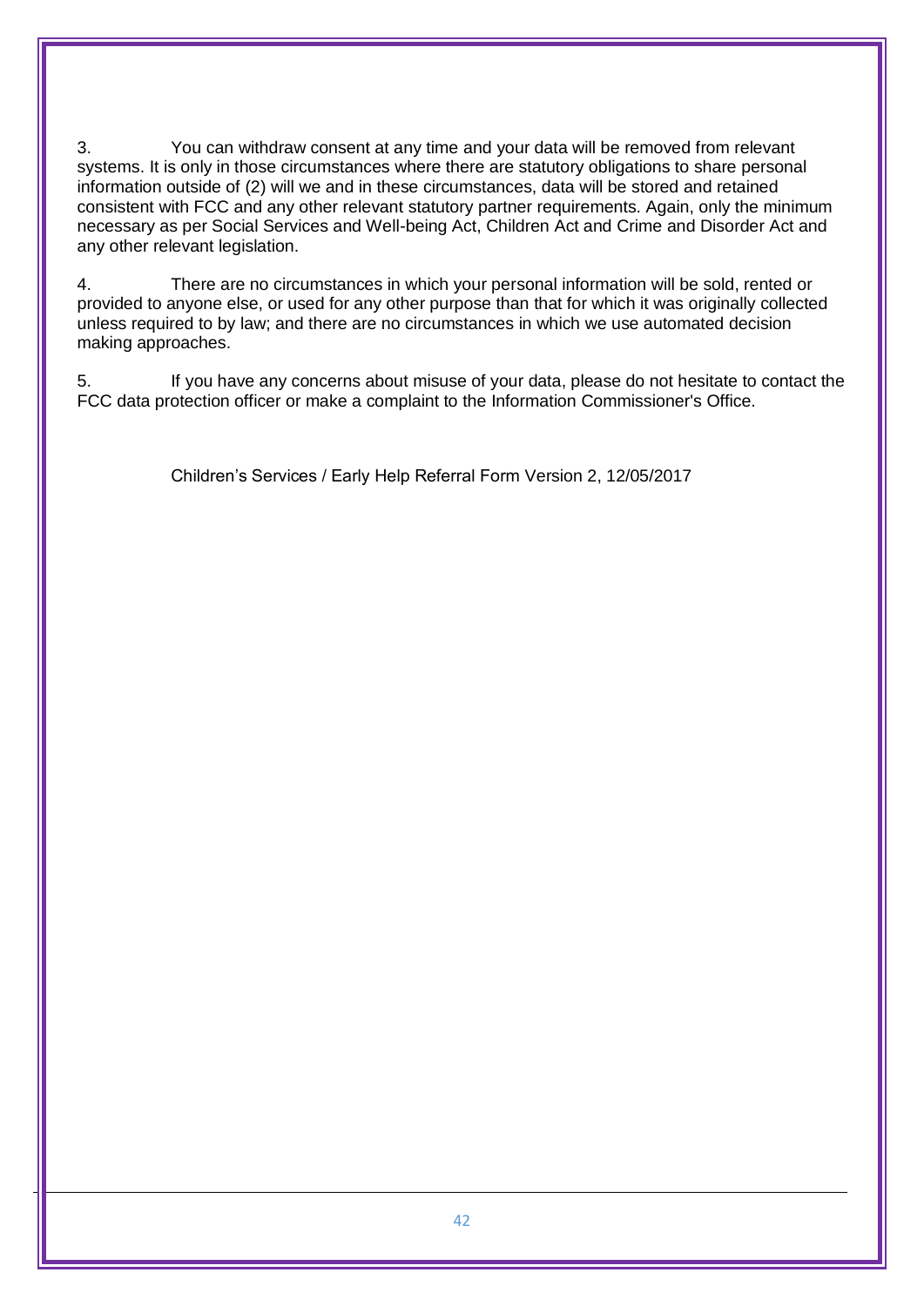3. You can withdraw consent at any time and your data will be removed from relevant systems. It is only in those circumstances where there are statutory obligations to share personal information outside of (2) will we and in these circumstances, data will be stored and retained consistent with FCC and any other relevant statutory partner requirements. Again, only the minimum necessary as per Social Services and Well-being Act, Children Act and Crime and Disorder Act and any other relevant legislation.

4. There are no circumstances in which your personal information will be sold, rented or provided to anyone else, or used for any other purpose than that for which it was originally collected unless required to by law; and there are no circumstances in which we use automated decision making approaches.

5. If you have any concerns about misuse of your data, please do not hesitate to contact the FCC data protection officer or make a complaint to the Information Commissioner's Office.

Children's Services / Early Help Referral Form Version 2, 12/05/2017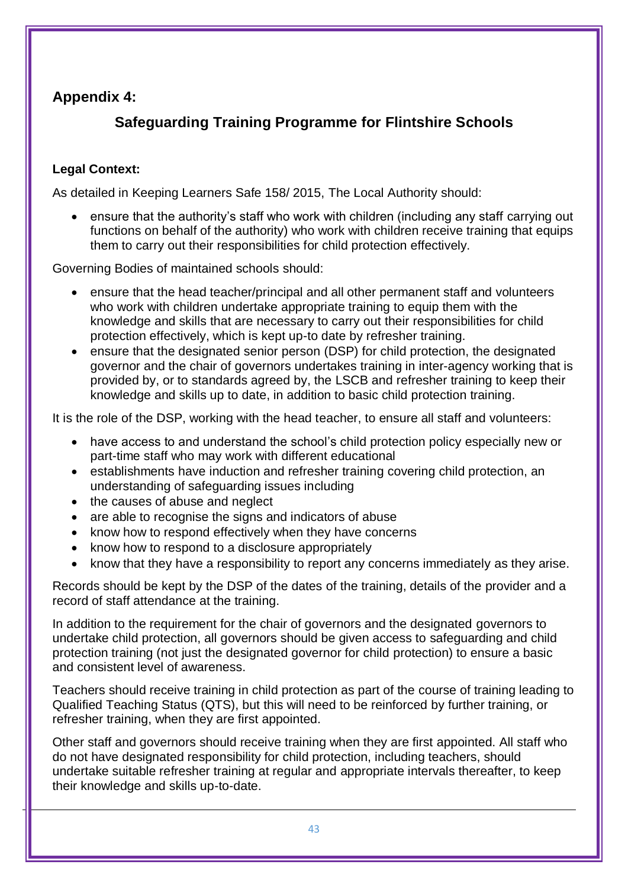## Appendix 4:

## Safeguarding Training Programme for Flintshire Schools

**Legal Context:**

As detailed in Keeping Learners Safe 158/ 2015, The Local Authority should:

- ensure that the authority's staff who work with children (including any staff carrying out functions on behalf of the authority) who work with children receive training that equips them to carry out their responsibilities for child protection effectively.

Governing Bodies of maintained schools should:

- ensure that the head teacher/principal and all other permanent staff and volunteers who work with children undertake appropriate training to equip them with the knowledge and skills that are necessary to carry out their responsibilities for child protection effectively, which is kept up-to date by refresher training.
- ensure that the designated senior person (DSP) for child protection, the designated governor and the chair of governors undertakes training in inter-agency working that is provided by, or to standards agreed by, the LSCB and refresher training to keep their knowledge and skills up to date, in addition to basic child protection training.

It is the role of the DSP, working with the head teacher, to ensure all staff and volunteers:

- have access to and understand the school's child protection policy especially new or part-time staff who may work with different educational
- establishments have induction and refresher training covering child protection, an understanding of safeguarding issues including
- the causes of abuse and neglect
- are able to recognise the signs and indicators of abuse
- know how to respond effectively when they have concerns
- know how to respond to a disclosure appropriately
- know that they have a responsibility to report any concerns immediately as they arise.

Records should be kept by the DSP of the dates of the training, details of the provider and a record of staff attendance at the training.

In addition to the requirement for the chair of governors and the designated governors to undertake child protection, all governors should be given access to safeguarding and child protection training (not just the designated governor for child protection) to ensure a basic and consistent level of awareness.

Teachers should receive training in child protection as part of the course of training leading to Qualified Teaching Status (QTS), but this will need to be reinforced by further training, or refresher training, when they are first appointed.

Other staff and governors should receive training when they are first appointed. All staff who do not have designated responsibility for child protection, including teachers, should undertake suitable refresher training at regular and appropriate intervals thereafter, to keep their knowledge and skills up-to-date.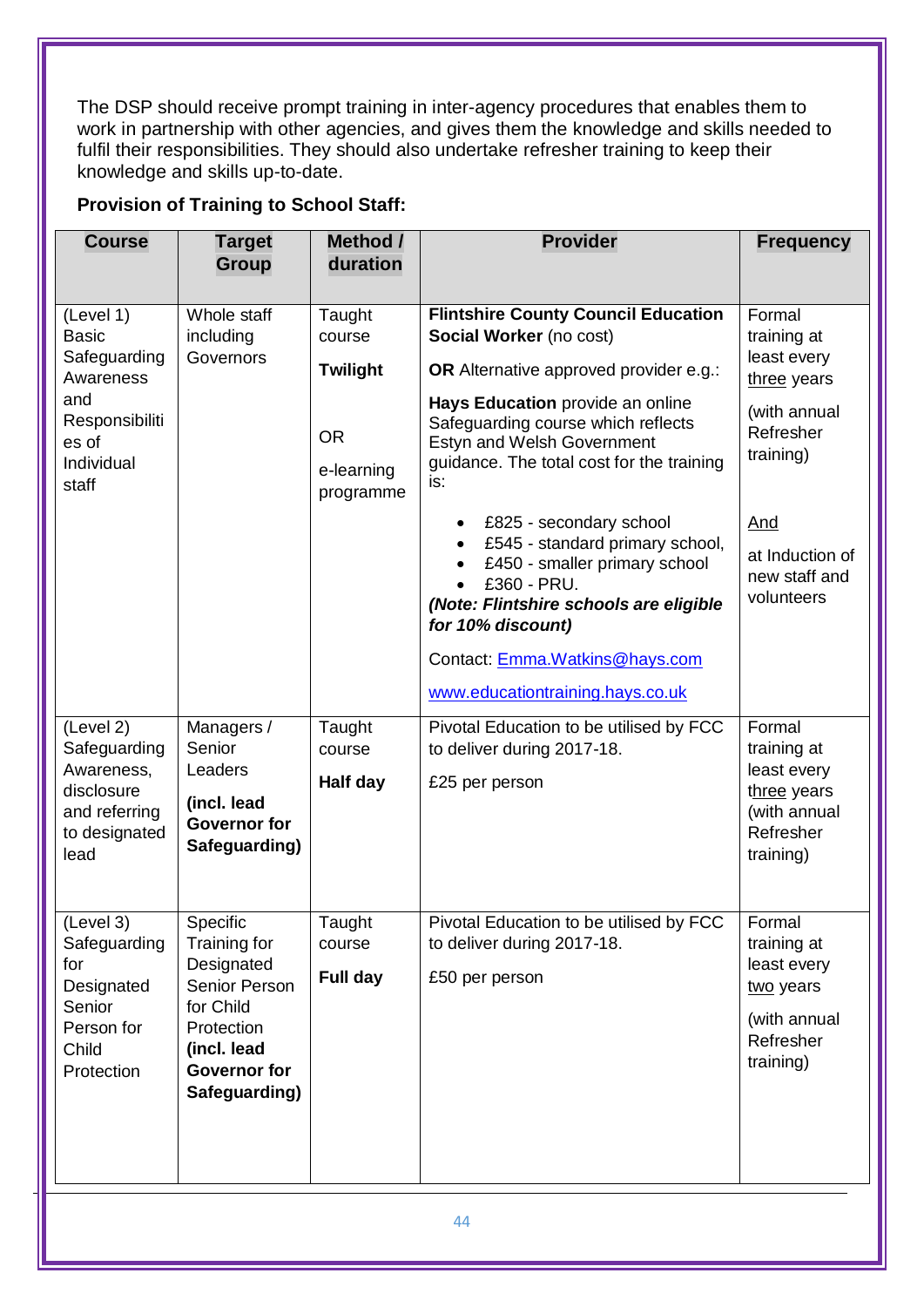The DSP should receive prompt training in inter-agency procedures that enables them to work in partnership with other agencies, and gives them the knowledge and skills needed to fulfil their responsibilities. They should also undertake refresher training to keep their knowledge and skills up-to-date.

**Provision of Training to School Staff:**

| Course | Target Group | Method / duration | Provider | Frequency |
|---|---|---|---|---|
| (Level 1) Basic Safeguarding Awareness and Responsibilities of Individual staff | Whole staff including Governors | Taught course<br>**Twilight**<br>OR<br>e-learning programme | **Flintshire County Council Education Social Worker** (no cost)<br>**OR** Alternative approved provider e.g.:<br>**Hays Education** provide an online Safeguarding course which reflects Estyn and Welsh Government guidance. The total cost for the training is:<br>• £825 - secondary school<br>• £545 - standard primary school,<br>• £450 - smaller primary school<br>• £360 - PRU.<br>***(Note: Flintshire schools are eligible for 10% discount)***<br>Contact: Emma.Watkins@hays.com<br>www.educationtraining.hays.co.uk | Formal training at least every three years<br>(with annual Refresher training)<br>And<br>at Induction of new staff and volunteers |
| (Level 2) Safeguarding Awareness, disclosure and referring to designated lead | Managers / Senior Leaders<br>**(incl. lead Governor for Safeguarding)** | Taught course<br>**Half day** | Pivotal Education to be utilised by FCC to deliver during 2017-18.<br>£25 per person | Formal training at least every three years (with annual Refresher training) |
| (Level 3) Safeguarding for Designated Senior Person for Child Protection | Specific Training for Designated Senior Person for Child Protection **(incl. lead Governor for Safeguarding)** | Taught course<br>**Full day** | Pivotal Education to be utilised by FCC to deliver during 2017-18.<br>£50 per person | Formal training at least every two years<br>(with annual Refresher training) |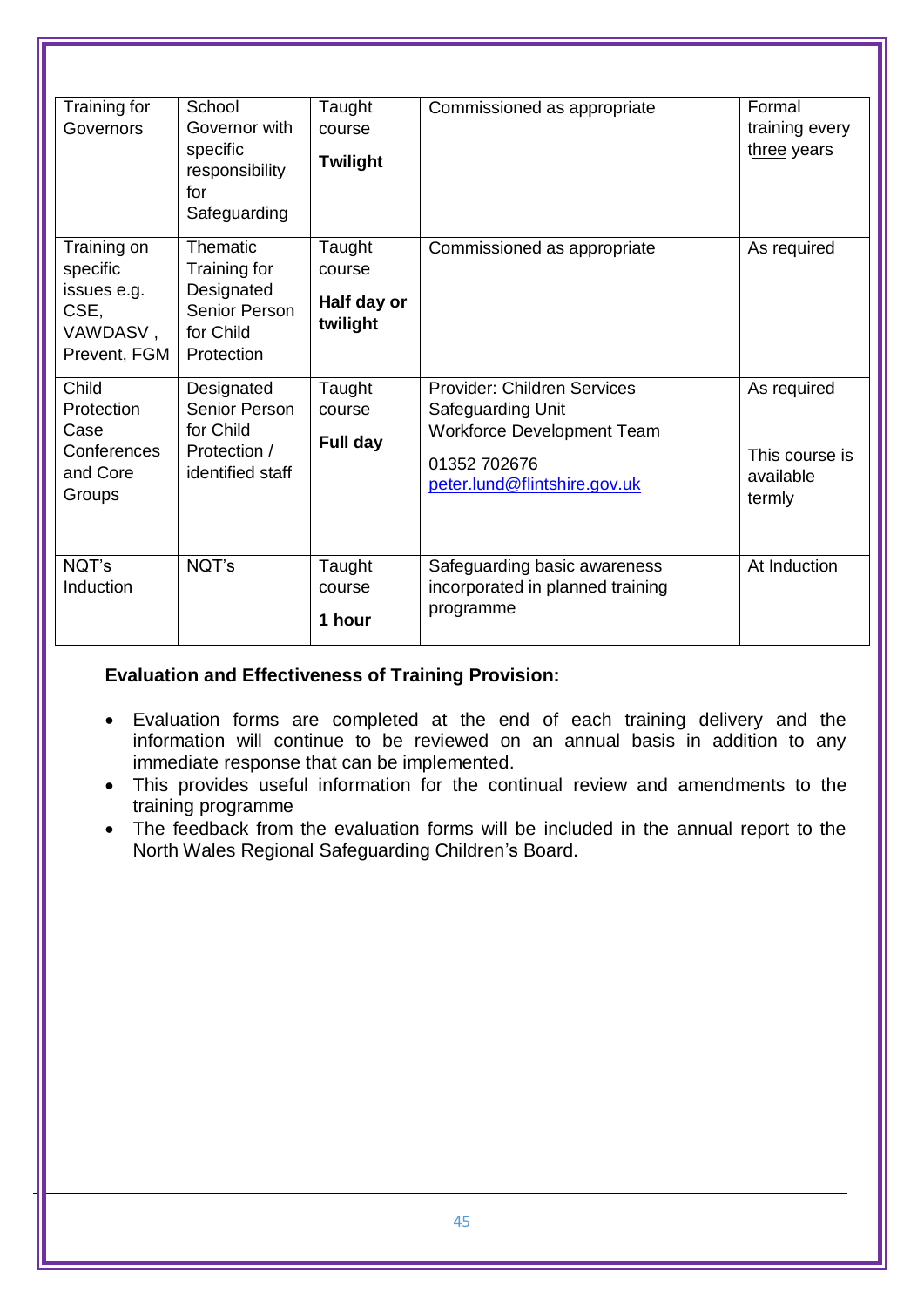| Training for Governors | School Governor with specific responsibility for Safeguarding | Taught course **Twilight** | Commissioned as appropriate | Formal training every three years |
|---|---|---|---|---|
| Training on specific issues e.g. CSE, VAWDASV , Prevent, FGM | Thematic Training for Designated Senior Person for Child Protection | Taught course **Half day or twilight** | Commissioned as appropriate | As required |
| Child Protection Case Conferences and Core Groups | Designated Senior Person for Child Protection / identified staff | Taught course **Full day** | Provider: Children Services Safeguarding Unit Workforce Development Team 01352 702676 peter.lund@flintshire.gov.uk | As required This course is available termly |
| NQT's Induction | NQT's | Taught course **1 hour** | Safeguarding basic awareness incorporated in planned training programme | At Induction |

**Evaluation and Effectiveness of Training Provision:**

- Evaluation forms are completed at the end of each training delivery and the information will continue to be reviewed on an annual basis in addition to any immediate response that can be implemented.
- This provides useful information for the continual review and amendments to the training programme
- The feedback from the evaluation forms will be included in the annual report to the North Wales Regional Safeguarding Children's Board.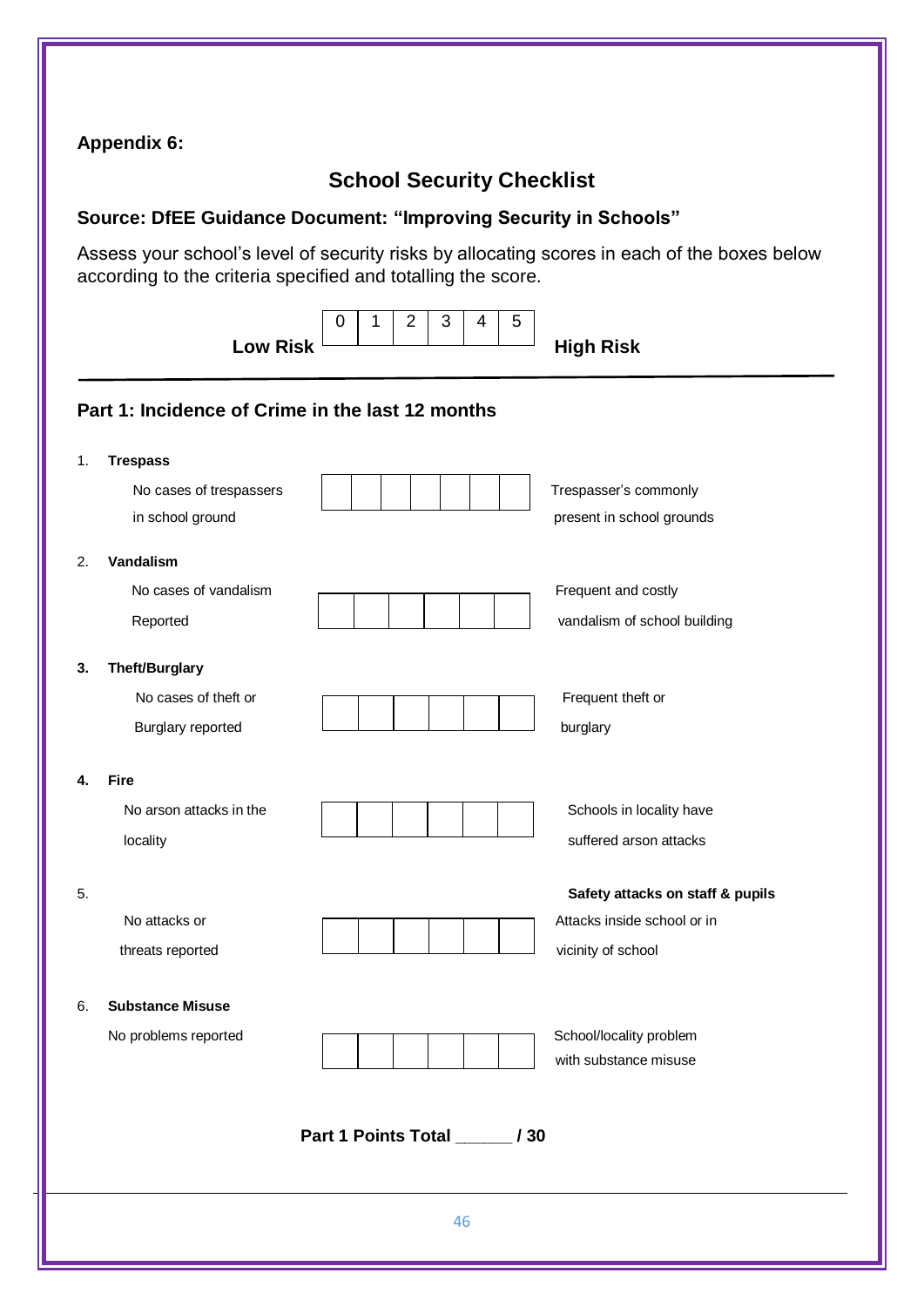**Appendix 6:**

## School Security Checklist

### Source: DfEE Guidance Document: "Improving Security in Schools"

Assess your school's level of security risks by allocating scores in each of the boxes below according to the criteria specified and totalling the score.

| Low Risk | 0 | 1 | 2 | 3 | 4 | 5 | High Risk |
|---|---|---|---|---|---|---|---|

### Part 1: Incidence of Crime in the last 12 months

1. **Trespass**

| No cases of trespassers in school ground | | | | | | | Trespasser's commonly present in school grounds |
|---|---|---|---|---|---|---|---|

2. **Vandalism**

| No cases of vandalism Reported | | | | | | | Frequent and costly vandalism of school building |
|---|---|---|---|---|---|---|---|

3. **Theft/Burglary**

| No cases of theft or Burglary reported | | | | | | | Frequent theft or burglary |
|---|---|---|---|---|---|---|---|

4. **Fire**

| No arson attacks in the locality | | | | | | | Schools in locality have suffered arson attacks |
|---|---|---|---|---|---|---|---|

5. **Safety attacks on staff & pupils**

| No attacks or threats reported | | | | | | | Attacks inside school or in vicinity of school |
|---|---|---|---|---|---|---|---|

6. **Substance Misuse**

| No problems reported | | | | | | | School/locality problem with substance misuse |
|---|---|---|---|---|---|---|---|

**Part 1 Points Total ______ / 30**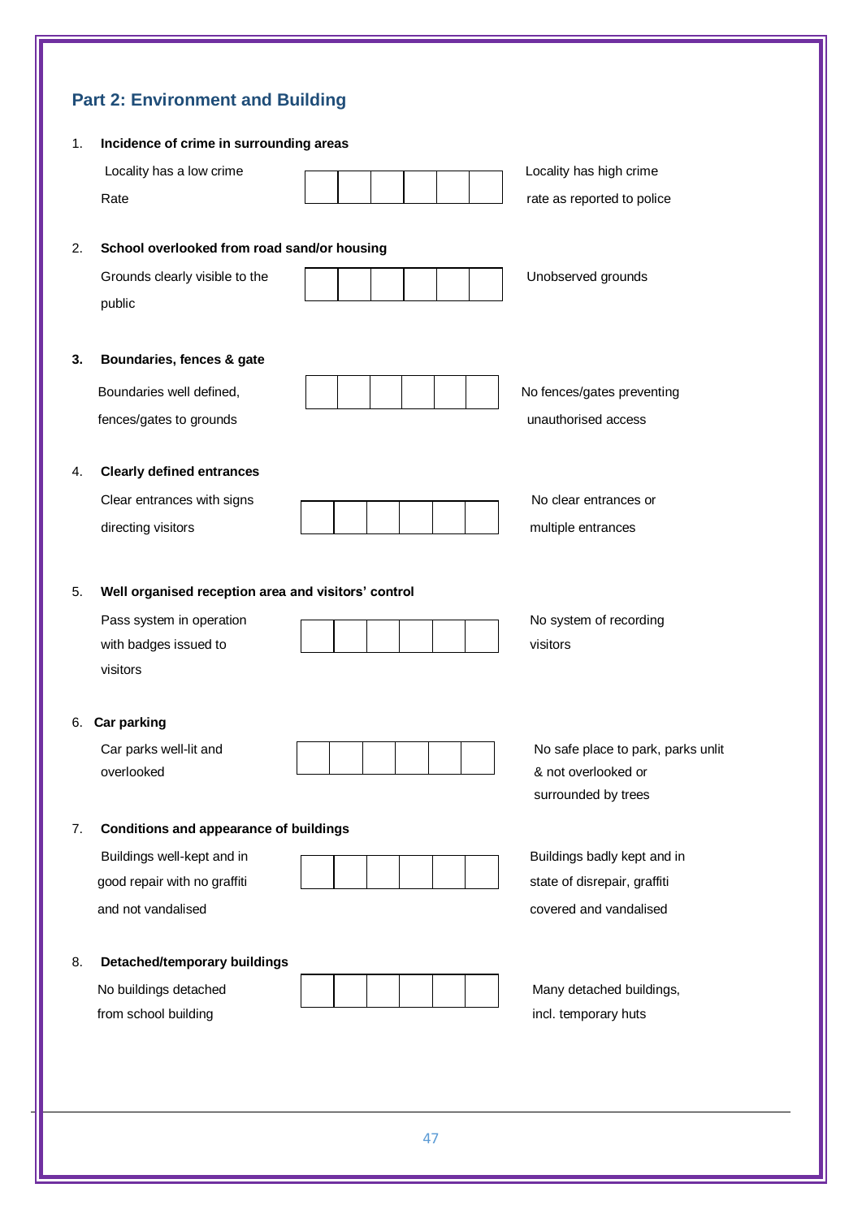## Part 2: Environment and Building

1. **Incidence of crime in surrounding areas**

| Locality has a low crime Rate | | | | | | | Locality has high crime rate as reported to police |
|---|---|---|---|---|---|---|---|

2. **School overlooked from road sand/or housing**

| Grounds clearly visible to the public | | | | | | | Unobserved grounds |
|---|---|---|---|---|---|---|---|

3. **Boundaries, fences & gate**

| Boundaries well defined, fences/gates to grounds | | | | | | | No fences/gates preventing unauthorised access |
|---|---|---|---|---|---|---|---|

4. **Clearly defined entrances**

| Clear entrances with signs directing visitors | | | | | | | No clear entrances or multiple entrances |
|---|---|---|---|---|---|---|---|

5. **Well organised reception area and visitors' control**

| Pass system in operation with badges issued to visitors | | | | | | | No system of recording visitors |
|---|---|---|---|---|---|---|---|

6. **Car parking**

| Car parks well-lit and overlooked | | | | | | | No safe place to park, parks unlit & not overlooked or surrounded by trees |
|---|---|---|---|---|---|---|---|

7. **Conditions and appearance of buildings**

| Buildings well-kept and in good repair with no graffiti and not vandalised | | | | | | | Buildings badly kept and in state of disrepair, graffiti covered and vandalised |
|---|---|---|---|---|---|---|---|

8. **Detached/temporary buildings**

| No buildings detached from school building | | | | | | | Many detached buildings, incl. temporary huts |
|---|---|---|---|---|---|---|---|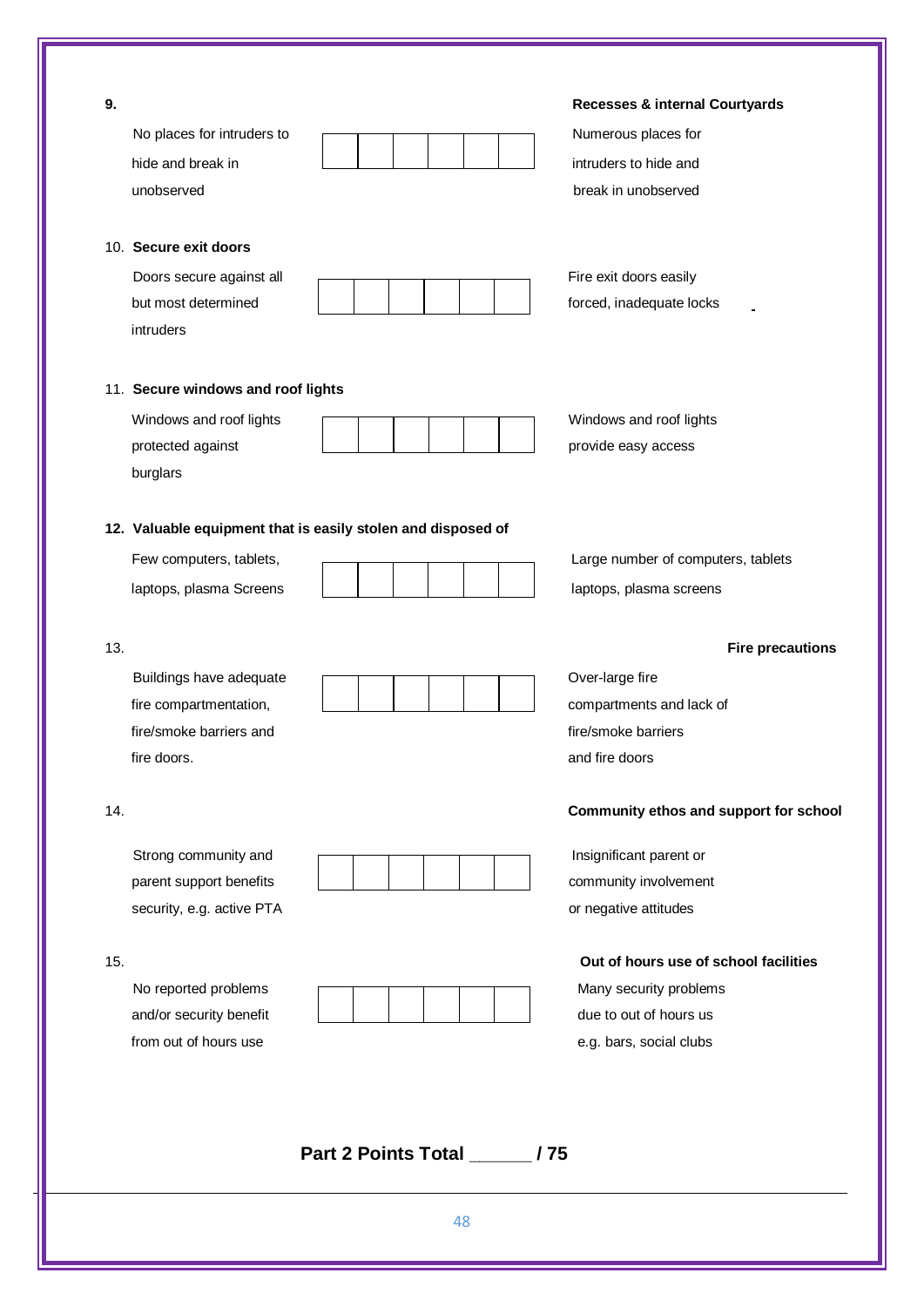**9.** **Recesses & internal Courtyards**

| No places for intruders to hide and break in unobserved | | | | | | | Numerous places for intruders to hide and break in unobserved |
|---|---|---|---|---|---|---|---|

10. **Secure exit doors**

| Doors secure against all but most determined intruders | | | | | | | Fire exit doors easily forced, inadequate locks |
|---|---|---|---|---|---|---|---|

11. **Secure windows and roof lights**

| Windows and roof lights protected against burglars | | | | | | | Windows and roof lights provide easy access |
|---|---|---|---|---|---|---|---|

**12. Valuable equipment that is easily stolen and disposed of**

| Few computers, tablets, laptops, plasma Screens | | | | | | | Large number of computers, tablets laptops, plasma screens |
|---|---|---|---|---|---|---|---|

13. **Fire precautions**

| Buildings have adequate fire compartmentation, fire/smoke barriers and fire doors. | | | | | | | Over-large fire compartments and lack of fire/smoke barriers and fire doors |
|---|---|---|---|---|---|---|---|

14. **Community ethos and support for school**

| Strong community and parent support benefits security, e.g. active PTA | | | | | | | Insignificant parent or community involvement or negative attitudes |
|---|---|---|---|---|---|---|---|

15. **Out of hours use of school facilities**

| No reported problems and/or security benefit from out of hours use | | | | | | | Many security problems due to out of hours us e.g. bars, social clubs |
|---|---|---|---|---|---|---|---|

**Part 2 Points Total ______ / 75**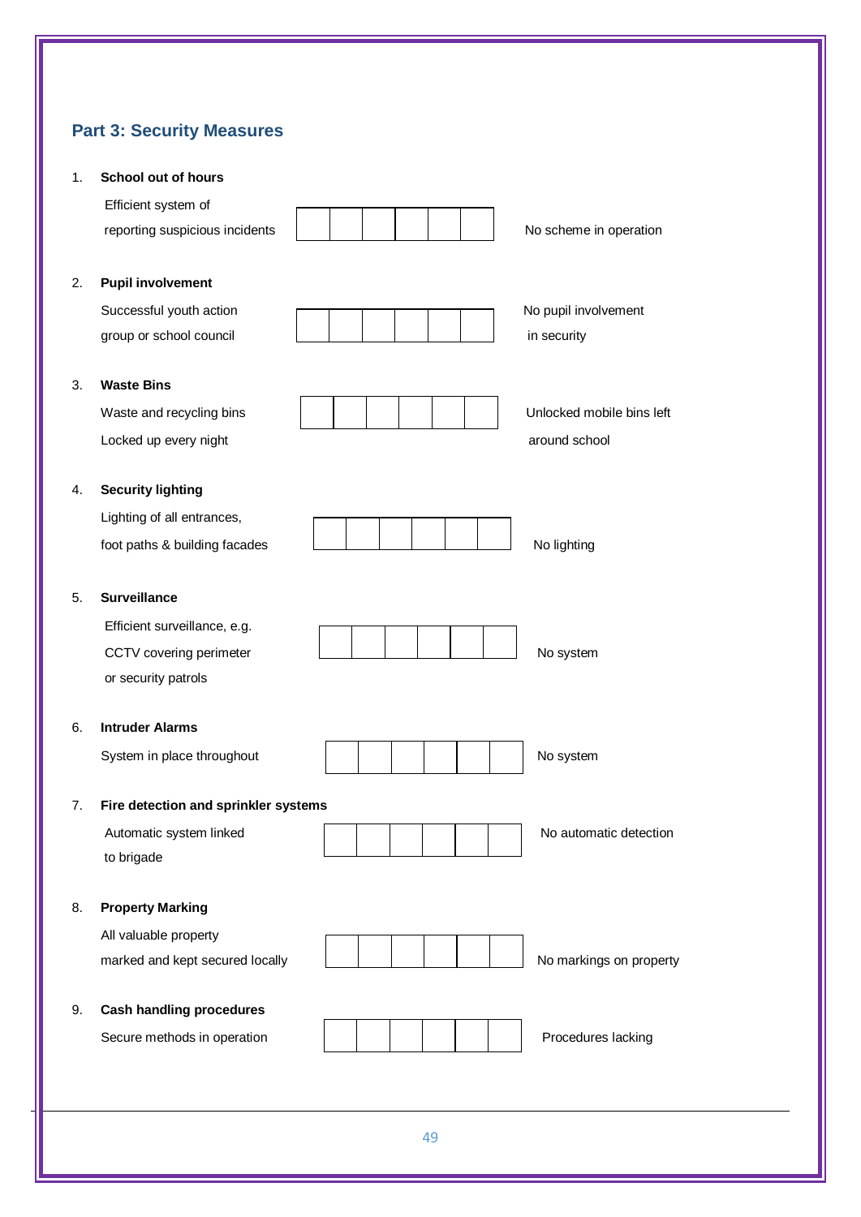## Part 3: Security Measures

1. **School out of hours**

| Efficient system of reporting suspicious incidents | | | | | | | No scheme in operation |
|---|---|---|---|---|---|---|---|

2. **Pupil involvement**

| Successful youth action group or school council | | | | | | | No pupil involvement in security |
|---|---|---|---|---|---|---|---|

3. **Waste Bins**

| Waste and recycling bins Locked up every night | | | | | | | Unlocked mobile bins left around school |
|---|---|---|---|---|---|---|---|

4. **Security lighting**

| Lighting of all entrances, foot paths & building facades | | | | | | | No lighting |
|---|---|---|---|---|---|---|---|

5. **Surveillance**

| Efficient surveillance, e.g. CCTV covering perimeter or security patrols | | | | | | | No system |
|---|---|---|---|---|---|---|---|

6. **Intruder Alarms**

| System in place throughout | | | | | | | No system |
|---|---|---|---|---|---|---|---|

7. **Fire detection and sprinkler systems**

| Automatic system linked to brigade | | | | | | | No automatic detection |
|---|---|---|---|---|---|---|---|

8. **Property Marking**

| All valuable property marked and kept secured locally | | | | | | | No markings on property |
|---|---|---|---|---|---|---|---|

9. **Cash handling procedures**

| Secure methods in operation | | | | | | | Procedures lacking |
|---|---|---|---|---|---|---|---|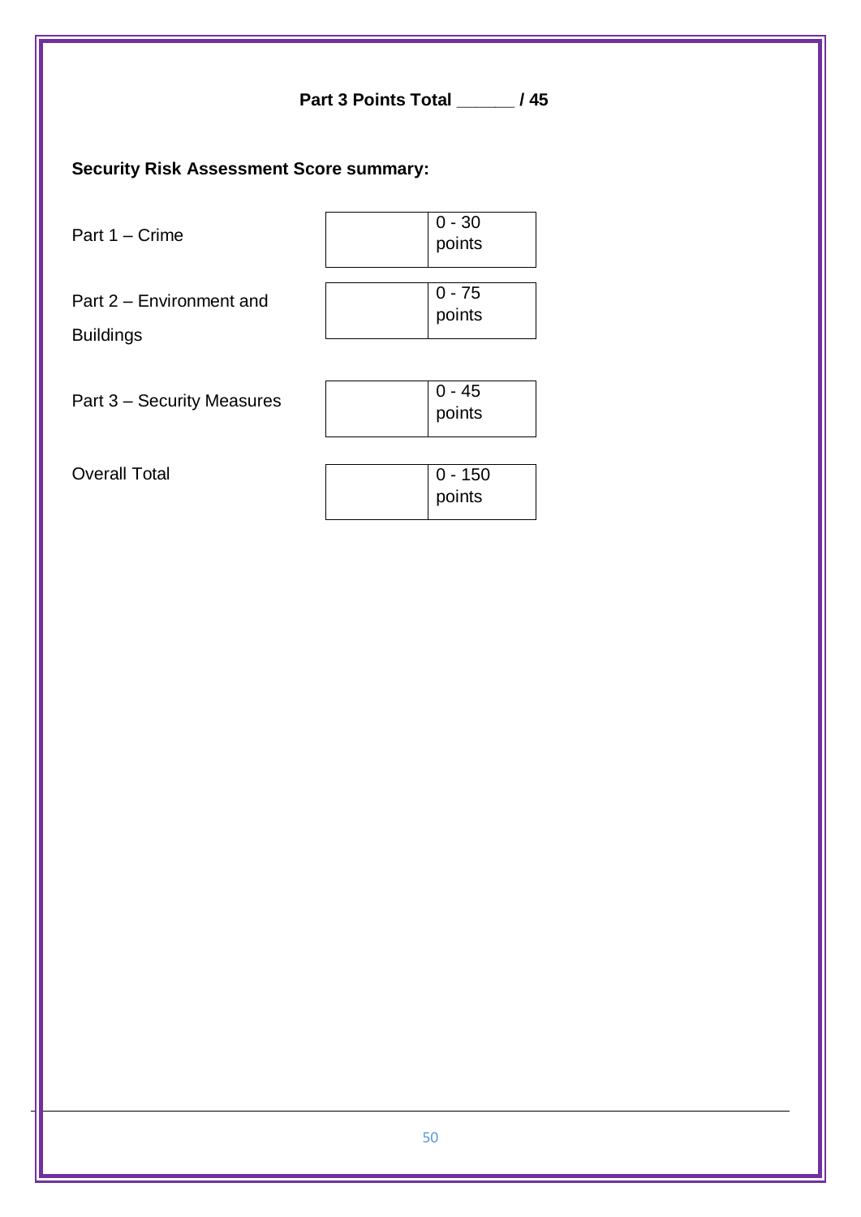**Part 3 Points Total ______ / 45**

**Security Risk Assessment Score summary:**

| | | |
|---|---|---|
| Part 1 – Crime | | 0 - 30 points |
| Part 2 – Environment and Buildings | | 0 - 75 points |
| Part 3 – Security Measures | | 0 - 45 points |
| Overall Total | | 0 - 150 points |